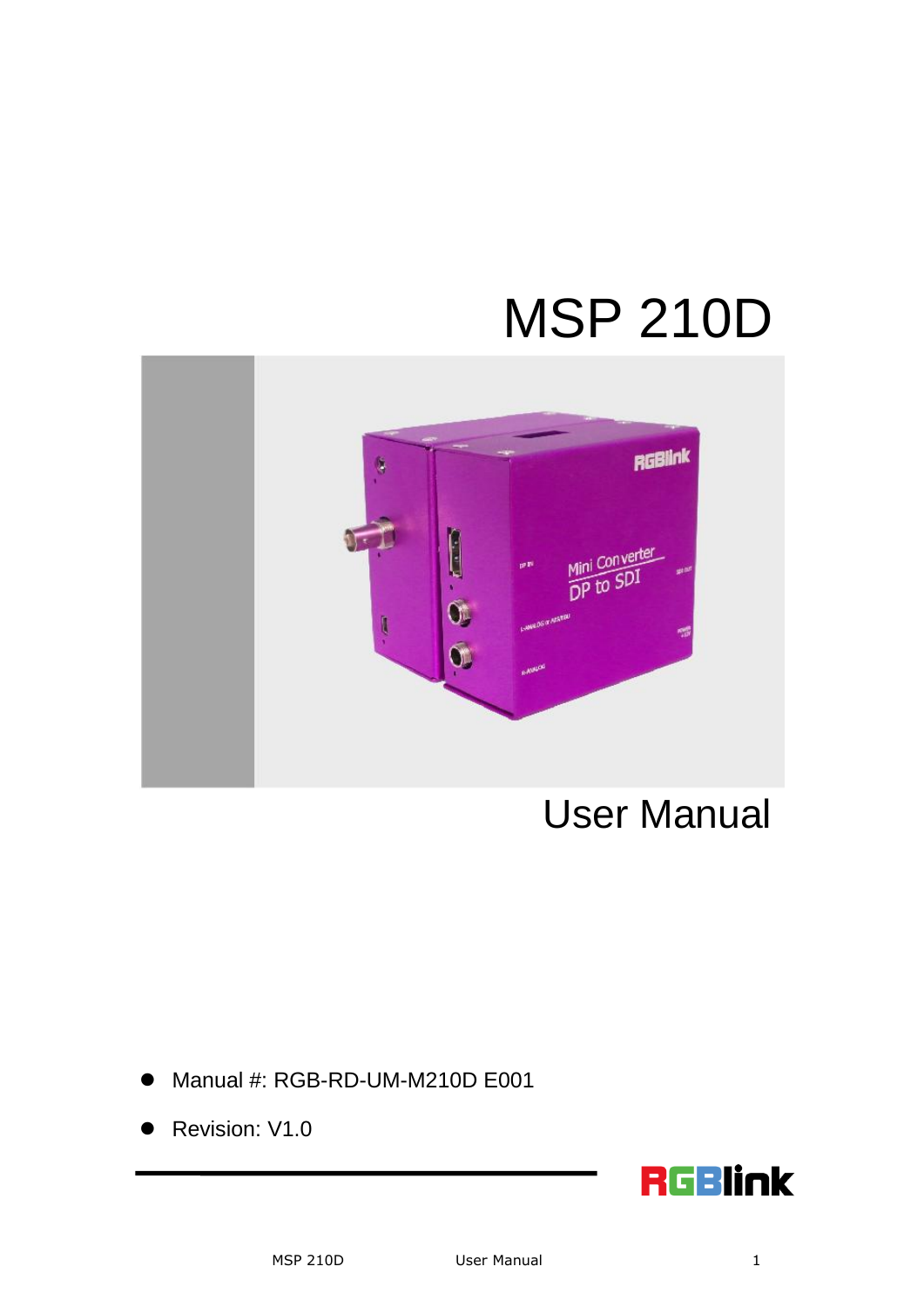# MSP 210D

## User Manual

- Manual #: RGB-RD-UM-M210D E001
- Revision: V1.0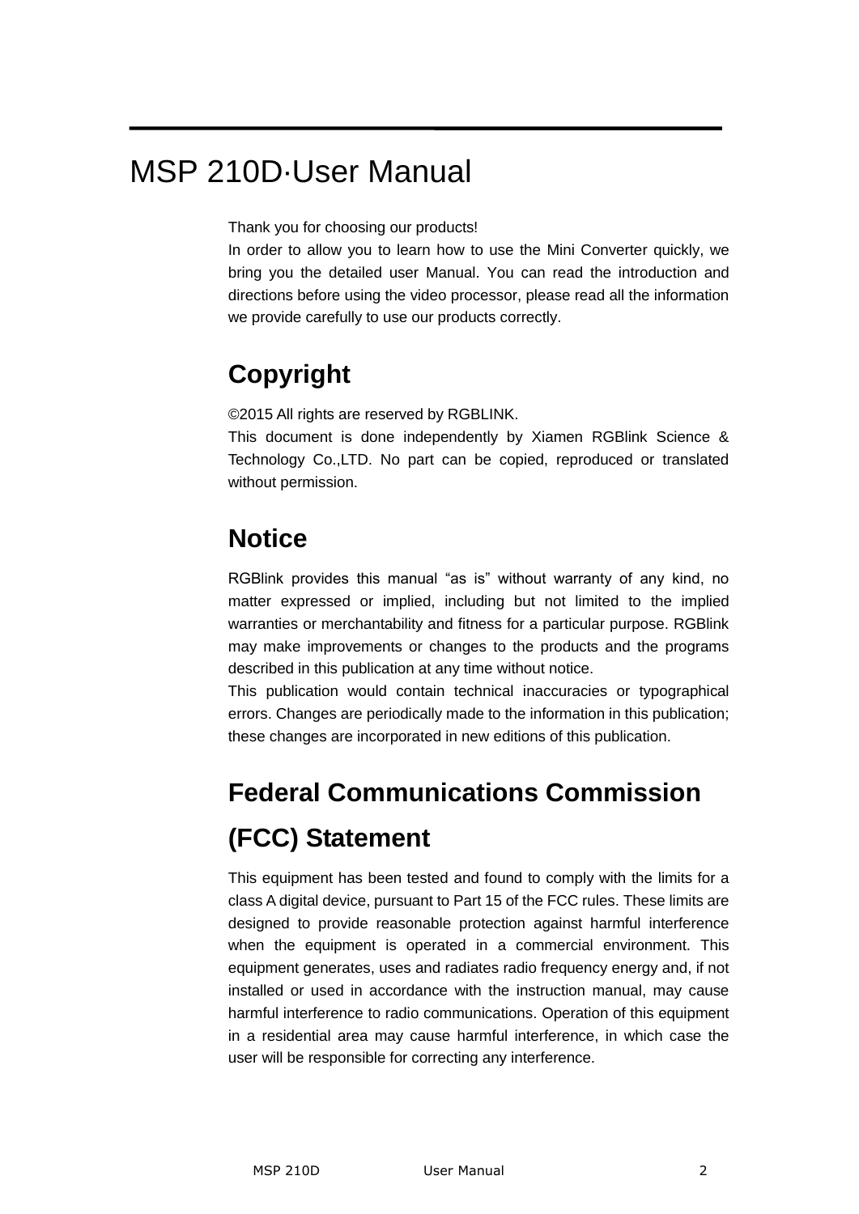# MSP 210D·User Manual

Thank you for choosing our products!

In order to allow you to learn how to use the Mini Converter quickly, we bring you the detailed user Manual. You can read the introduction and directions before using the video processor, please read all the information we provide carefully to use our products correctly.

## Copyright

©2015 All rights are reserved by RGBLINK.

This document is done independently by Xiamen RGBlink Science & Technology Co.,LTD. No part can be copied, reproduced or translated without permission.

## Notice

RGBlink provides this manual "as is" without warranty of any kind, no matter expressed or implied, including but not limited to the implied warranties or merchantability and fitness for a particular purpose. RGBlink may make improvements or changes to the products and the programs described in this publication at any time without notice.

This publication would contain technical inaccuracies or typographical errors. Changes are periodically made to the information in this publication; these changes are incorporated in new editions of this publication.

## Federal Communications Commission (FCC) Statement

This equipment has been tested and found to comply with the limits for a class A digital device, pursuant to Part 15 of the FCC rules. These limits are designed to provide reasonable protection against harmful interference when the equipment is operated in a commercial environment. This equipment generates, uses and radiates radio frequency energy and, if not installed or used in accordance with the instruction manual, may cause harmful interference to radio communications. Operation of this equipment in a residential area may cause harmful interference, in which case the user will be responsible for correcting any interference.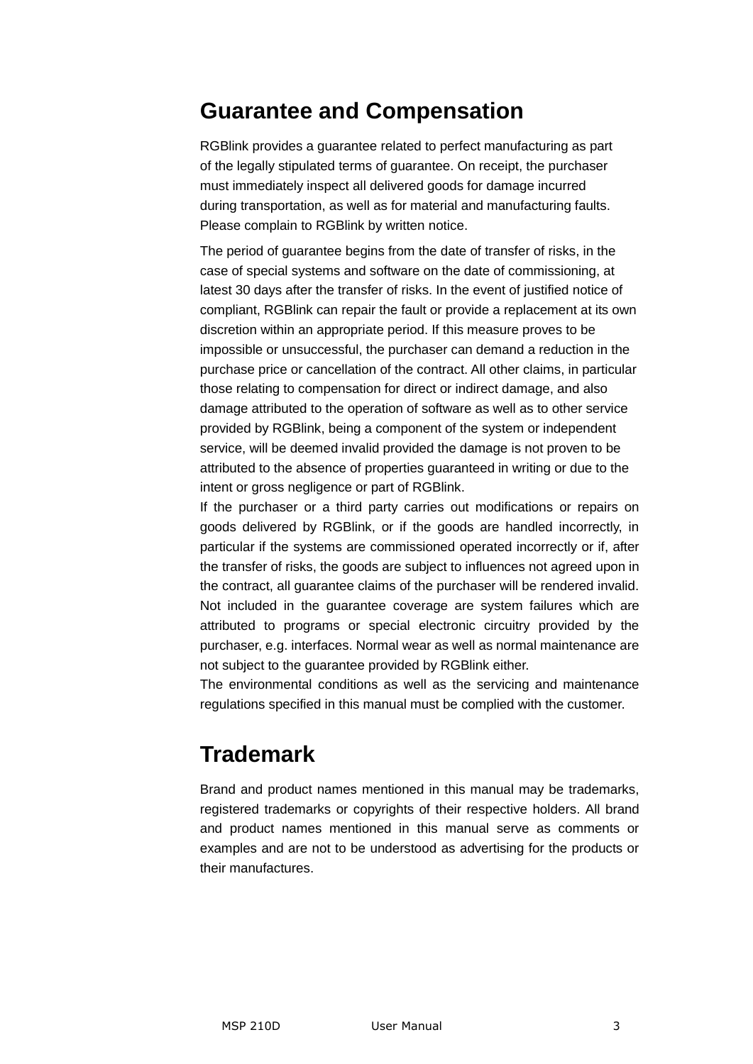## Guarantee and Compensation

RGBlink provides a guarantee related to perfect manufacturing as part of the legally stipulated terms of guarantee. On receipt, the purchaser must immediately inspect all delivered goods for damage incurred during transportation, as well as for material and manufacturing faults. Please complain to RGBlink by written notice.

The period of guarantee begins from the date of transfer of risks, in the case of special systems and software on the date of commissioning, at latest 30 days after the transfer of risks. In the event of justified notice of compliant, RGBlink can repair the fault or provide a replacement at its own discretion within an appropriate period. If this measure proves to be impossible or unsuccessful, the purchaser can demand a reduction in the purchase price or cancellation of the contract. All other claims, in particular those relating to compensation for direct or indirect damage, and also damage attributed to the operation of software as well as to other service provided by RGBlink, being a component of the system or independent service, will be deemed invalid provided the damage is not proven to be attributed to the absence of properties guaranteed in writing or due to the intent or gross negligence or part of RGBlink.

If the purchaser or a third party carries out modifications or repairs on goods delivered by RGBlink, or if the goods are handled incorrectly, in particular if the systems are commissioned operated incorrectly or if, after the transfer of risks, the goods are subject to influences not agreed upon in the contract, all guarantee claims of the purchaser will be rendered invalid. Not included in the guarantee coverage are system failures which are attributed to programs or special electronic circuitry provided by the purchaser, e.g. interfaces. Normal wear as well as normal maintenance are not subject to the guarantee provided by RGBlink either.

The environmental conditions as well as the servicing and maintenance regulations specified in this manual must be complied with the customer.

## Trademark

Brand and product names mentioned in this manual may be trademarks, registered trademarks or copyrights of their respective holders. All brand and product names mentioned in this manual serve as comments or examples and are not to be understood as advertising for the products or their manufactures.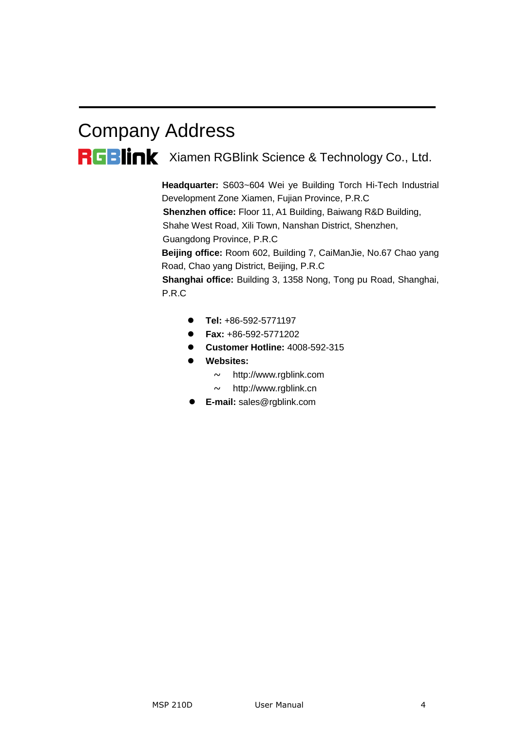# Company Address

RGBlink Xiamen RGBlink Science & Technology Co., Ltd.

**Headquarter:** S603~604 Wei ye Building Torch Hi-Tech Industrial Development Zone Xiamen, Fujian Province, P.R.C

**Shenzhen office:** Floor 11, A1 Building, Baiwang R&D Building, Shahe West Road, Xili Town, Nanshan District, Shenzhen, Guangdong Province, P.R.C

**Beijing office:** Room 602, Building 7, CaiManJie, No.67 Chao yang Road, Chao yang District, Beijing, P.R.C

**Shanghai office:** Building 3, 1358 Nong, Tong pu Road, Shanghai, P.R.C

- **Tel:** +86-592-5771197
- **Fax:** +86-592-5771202
- **Customer Hotline:** 4008-592-315
- **Websites:**
  - ~ http://www.rgblink.com
  - ~ http://www.rgblink.cn
- **E-mail:** sales@rgblink.com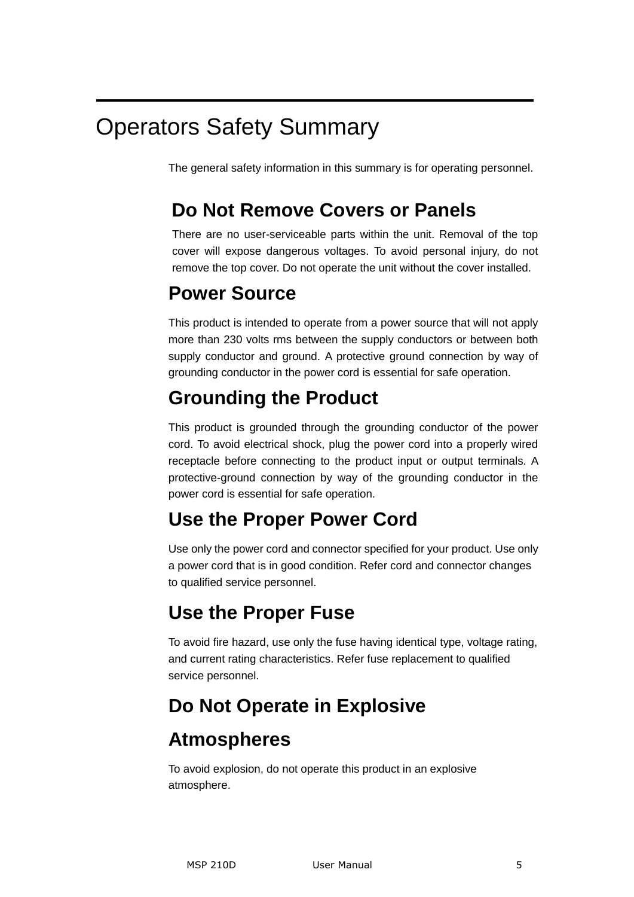# Operators Safety Summary

The general safety information in this summary is for operating personnel.

## Do Not Remove Covers or Panels

There are no user-serviceable parts within the unit. Removal of the top cover will expose dangerous voltages. To avoid personal injury, do not remove the top cover. Do not operate the unit without the cover installed.

## Power Source

This product is intended to operate from a power source that will not apply more than 230 volts rms between the supply conductors or between both supply conductor and ground. A protective ground connection by way of grounding conductor in the power cord is essential for safe operation.

## Grounding the Product

This product is grounded through the grounding conductor of the power cord. To avoid electrical shock, plug the power cord into a properly wired receptacle before connecting to the product input or output terminals. A protective-ground connection by way of the grounding conductor in the power cord is essential for safe operation.

## Use the Proper Power Cord

Use only the power cord and connector specified for your product. Use only a power cord that is in good condition. Refer cord and connector changes to qualified service personnel.

## Use the Proper Fuse

To avoid fire hazard, use only the fuse having identical type, voltage rating, and current rating characteristics. Refer fuse replacement to qualified service personnel.

## Do Not Operate in Explosive Atmospheres

To avoid explosion, do not operate this product in an explosive atmosphere.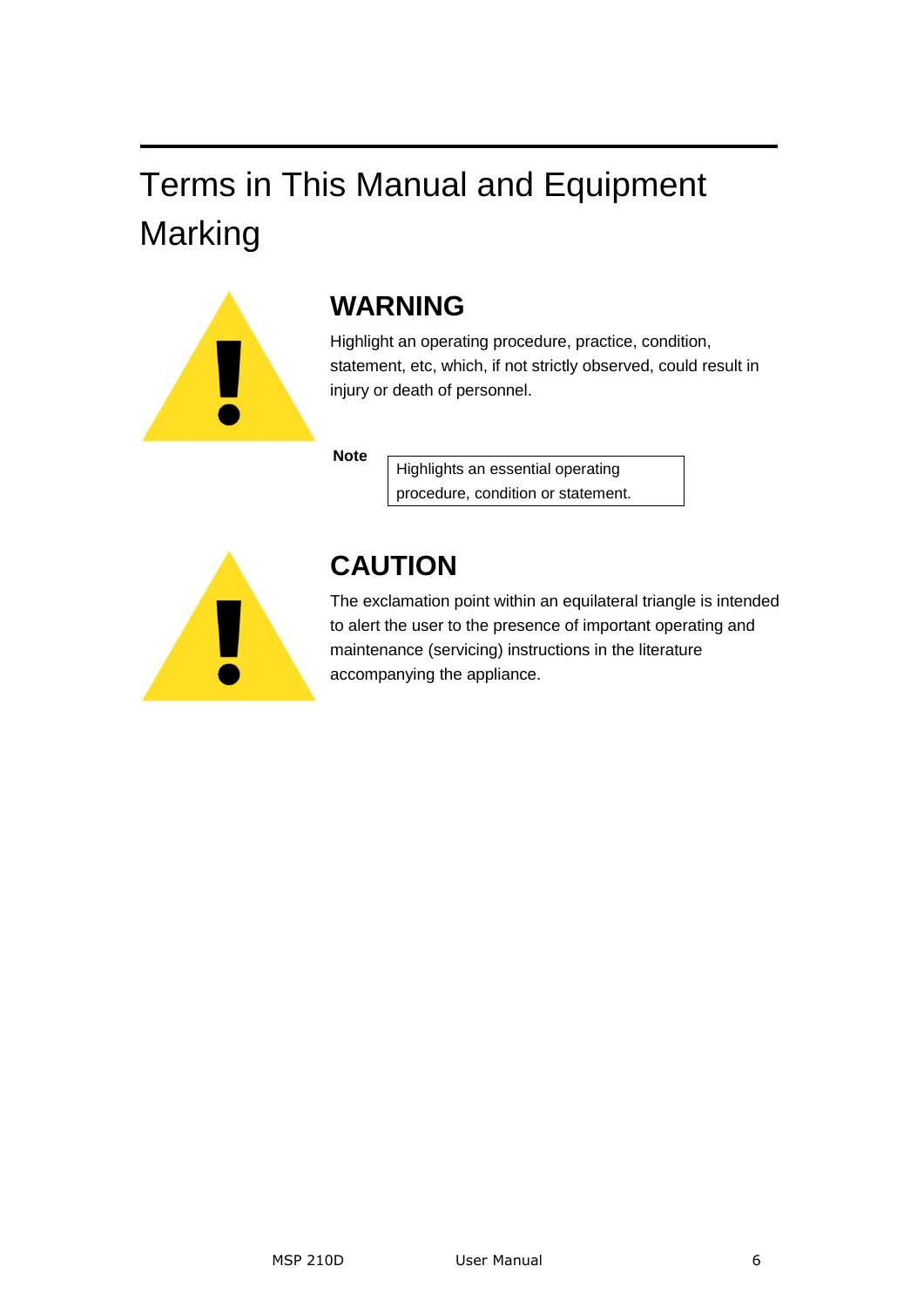# Terms in This Manual and Equipment Marking

## WARNING

Highlight an operating procedure, practice, condition, statement, etc, which, if not strictly observed, could result in injury or death of personnel.

**Note**

Highlights an essential operating procedure, condition or statement.

## CAUTION

The exclamation point within an equilateral triangle is intended to alert the user to the presence of important operating and maintenance (servicing) instructions in the literature accompanying the appliance.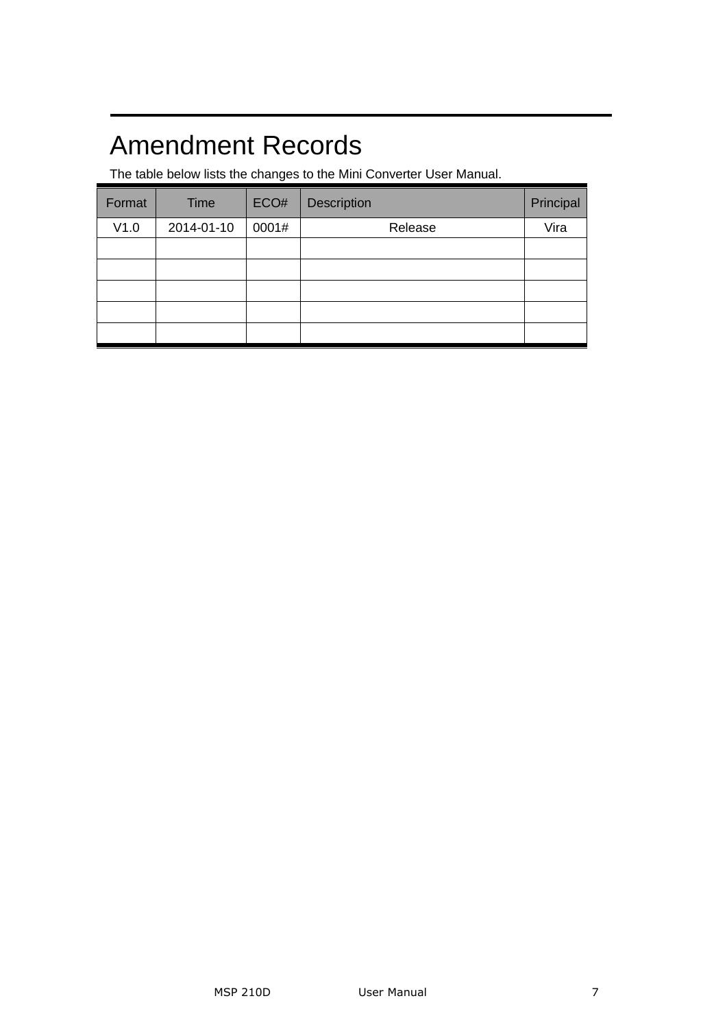# Amendment Records

The table below lists the changes to the Mini Converter User Manual.

| Format | Time | ECO# | Description | Principal |
|---|---|---|---|---|
| V1.0 | 2014-01-10 | 0001# | Release | Vira |
| | | | | |
| | | | | |
| | | | | |
| | | | | |
| | | | | |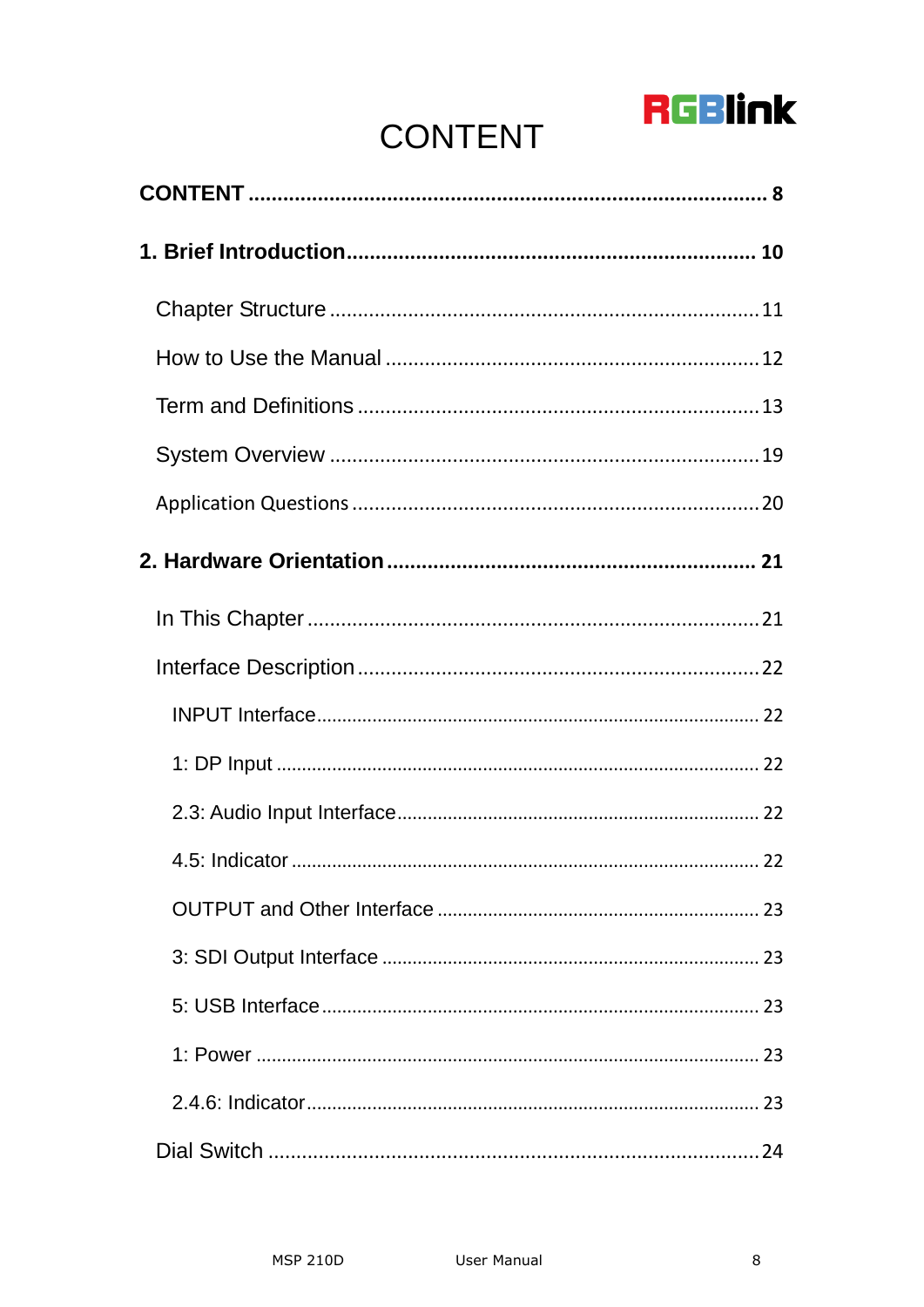# CONTENT

**CONTENT ........................................................................................ 8**

**1. Brief Introduction..................................................................... 10**

Chapter Structure ............................................................................11

How to Use the Manual ...................................................................12

Term and Definitions .......................................................................13

System Overview ............................................................................19

Application Questions ......................................................................20

**2. Hardware Orientation ............................................................... 21**

In This Chapter ................................................................................21

Interface Description........................................................................22

INPUT Interface...................................................................................... 22

1: DP Input .............................................................................................. 22

2.3: Audio Input Interface...................................................................... 22

4.5: Indicator ........................................................................................... 22

OUTPUT and Other Interface ............................................................... 23

3: SDI Output Interface ......................................................................... 23

5: USB Interface..................................................................................... 23

1: Power ................................................................................................. 23

2.4.6: Indicator........................................................................................ 23

Dial Switch .......................................................................................24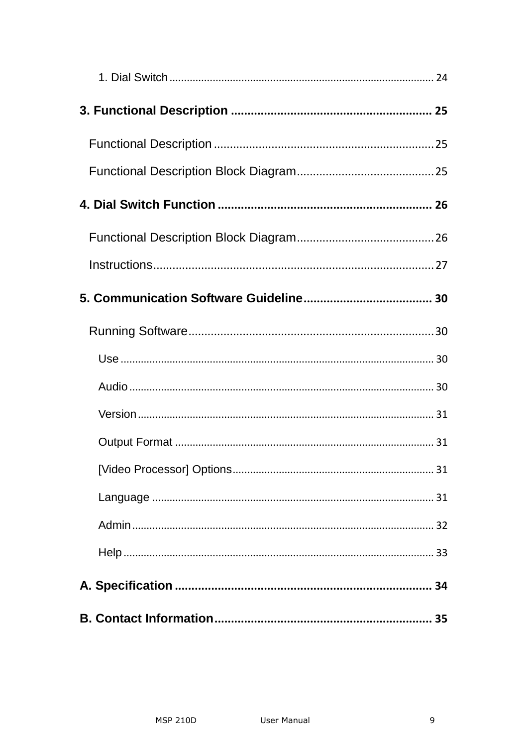1. Dial Switch........................................................................................... 24

**3. Functional Description ............................................................ 25**

Functional Description .....................................................................25

Functional Description Block Diagram...........................................25

**4. Dial Switch Function ................................................................ 26**

Functional Description Block Diagram...........................................26

Instructions........................................................................................27

**5. Communication Software Guideline...................................... 30**

Running Software.............................................................................30

Use .......................................................................................................... 30

Audio ........................................................................................................ 30

Version ..................................................................................................... 31

Output Format ......................................................................................... 31

[Video Processor] Options..................................................................... 31

Language ................................................................................................. 31

Admin ....................................................................................................... 32

Help .......................................................................................................... 33

**A. Specification ............................................................................ 34**

**B. Contact Information.................................................................. 35**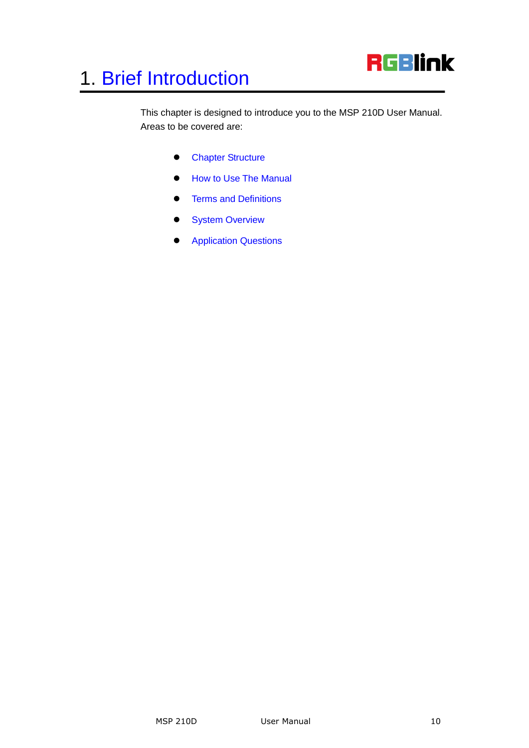# 1. Brief Introduction

This chapter is designed to introduce you to the MSP 210D User Manual. Areas to be covered are:

- Chapter Structure
- How to Use The Manual
- Terms and Definitions
- System Overview
- Application Questions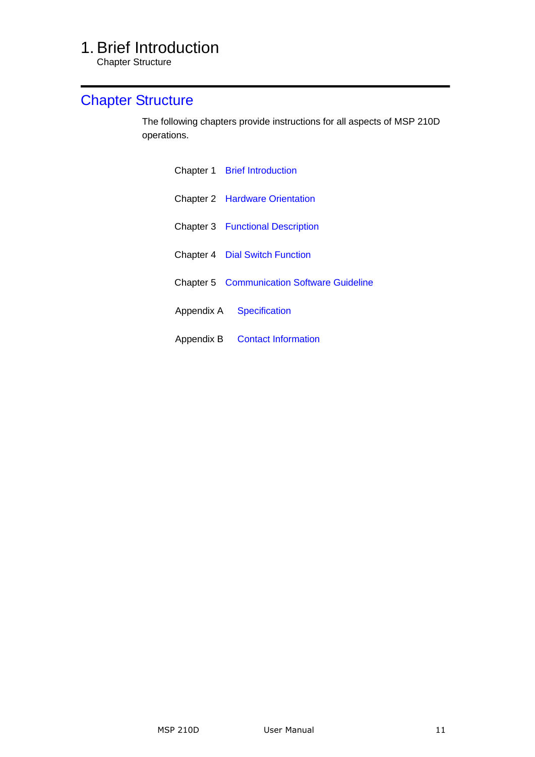# 1. Brief Introduction

## Chapter Structure

The following chapters provide instructions for all aspects of MSP 210D operations.

| | |
|---|---|
| Chapter 1 | Brief Introduction |
| Chapter 2 | Hardware Orientation |
| Chapter 3 | Functional Description |
| Chapter 4 | Dial Switch Function |
| Chapter 5 | Communication Software Guideline |
| Appendix A | Specification |
| Appendix B | Contact Information |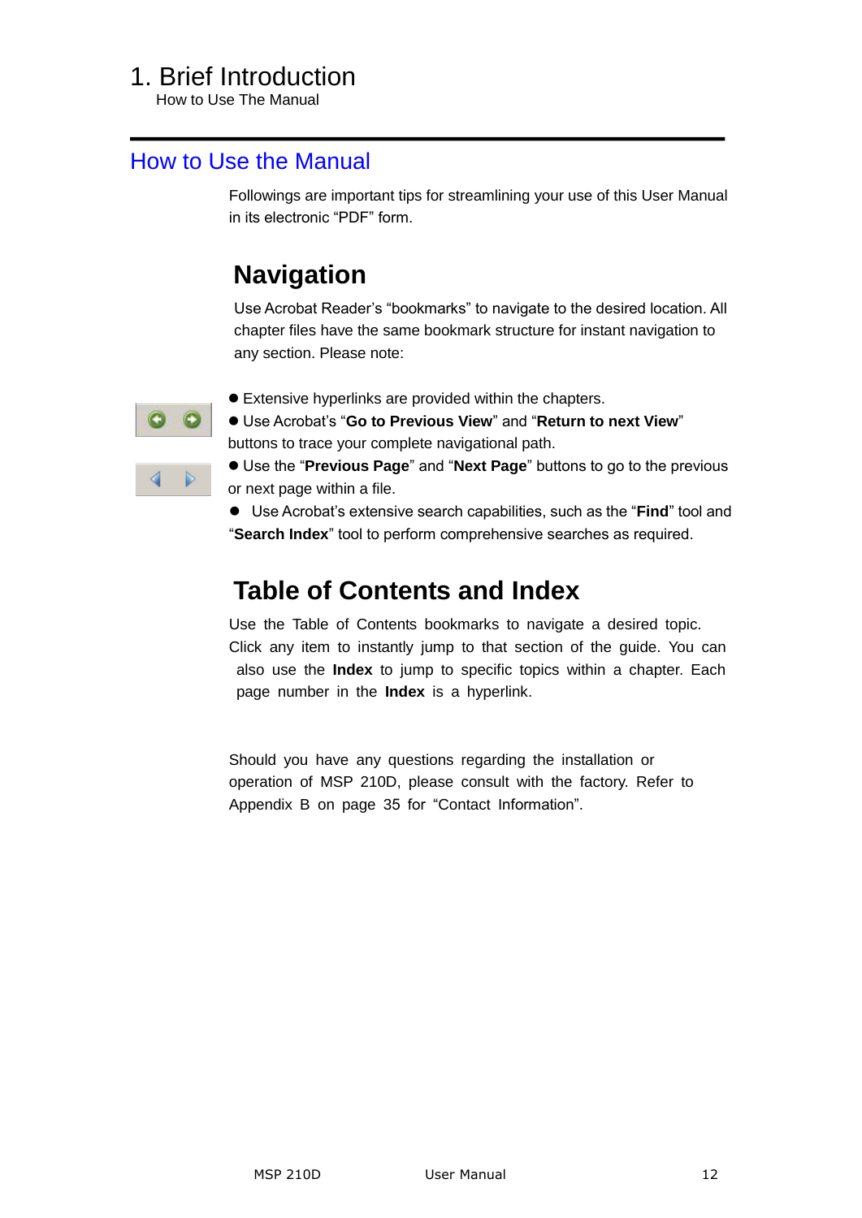# 1. Brief Introduction

How to Use The Manual

## How to Use the Manual

Followings are important tips for streamlining your use of this User Manual in its electronic "PDF" form.

### Navigation

Use Acrobat Reader's "bookmarks" to navigate to the desired location. All chapter files have the same bookmark structure for instant navigation to any section. Please note:

- Extensive hyperlinks are provided within the chapters.
- Use Acrobat's "**Go to Previous View**" and "**Return to next View**" buttons to trace your complete navigational path.
- Use the "**Previous Page**" and "**Next Page**" buttons to go to the previous or next page within a file.
- Use Acrobat's extensive search capabilities, such as the "**Find**" tool and "**Search Index**" tool to perform comprehensive searches as required.

### Table of Contents and Index

Use the Table of Contents bookmarks to navigate a desired topic. Click any item to instantly jump to that section of the guide. You can also use the **Index** to jump to specific topics within a chapter. Each page number in the **Index** is a hyperlink.

Should you have any questions regarding the installation or operation of MSP 210D, please consult with the factory. Refer to Appendix B on page 35 for "Contact Information".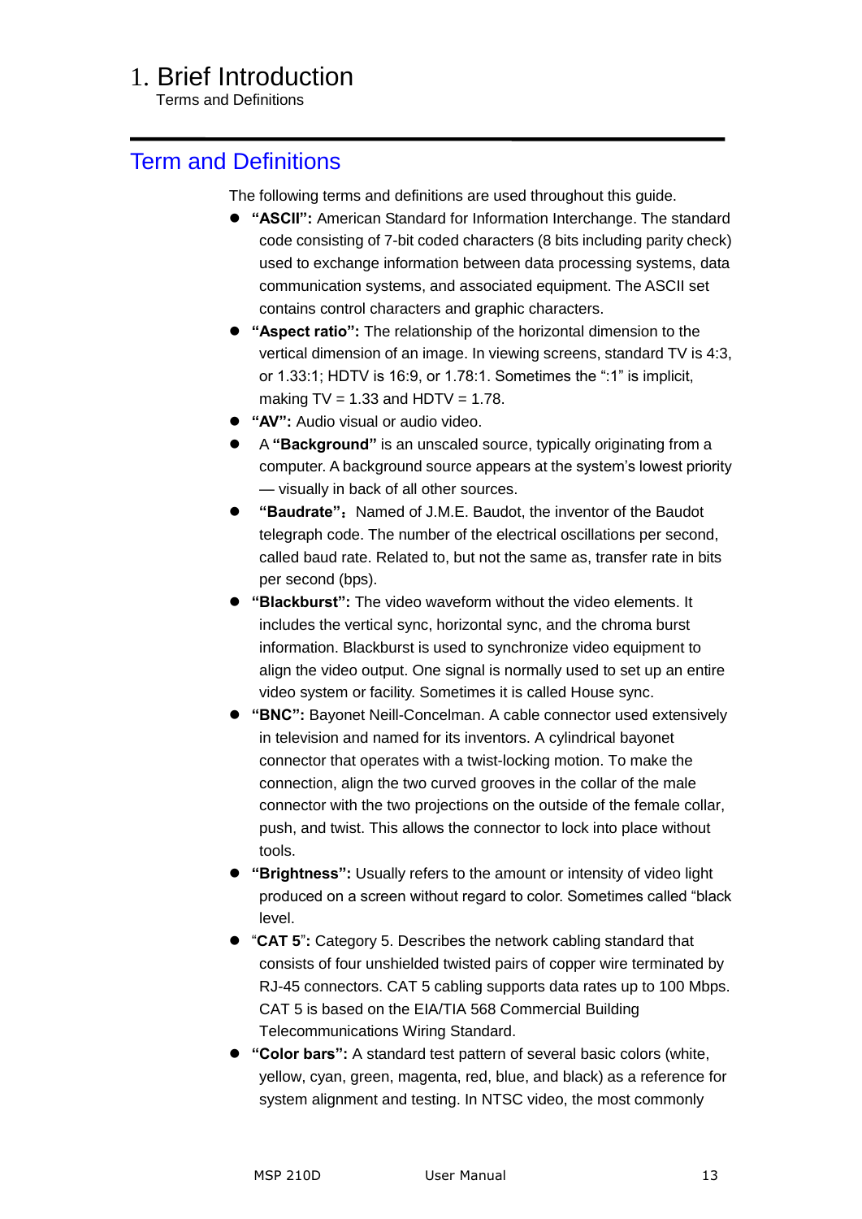# 1. Brief Introduction

Terms and Definitions

## Term and Definitions

The following terms and definitions are used throughout this guide.

- **"ASCII":** American Standard for Information Interchange. The standard code consisting of 7-bit coded characters (8 bits including parity check) used to exchange information between data processing systems, data communication systems, and associated equipment. The ASCII set contains control characters and graphic characters.
- **"Aspect ratio":** The relationship of the horizontal dimension to the vertical dimension of an image. In viewing screens, standard TV is 4:3, or 1.33:1; HDTV is 16:9, or 1.78:1. Sometimes the ":1" is implicit, making TV = 1.33 and HDTV = 1.78.
- **"AV":** Audio visual or audio video.
- A **"Background"** is an unscaled source, typically originating from a computer. A background source appears at the system's lowest priority — visually in back of all other sources.
- **"Baudrate"**：Named of J.M.E. Baudot, the inventor of the Baudot telegraph code. The number of the electrical oscillations per second, called baud rate. Related to, but not the same as, transfer rate in bits per second (bps).
- **"Blackburst":** The video waveform without the video elements. It includes the vertical sync, horizontal sync, and the chroma burst information. Blackburst is used to synchronize video equipment to align the video output. One signal is normally used to set up an entire video system or facility. Sometimes it is called House sync.
- **"BNC":** Bayonet Neill-Concelman. A cable connector used extensively in television and named for its inventors. A cylindrical bayonet connector that operates with a twist-locking motion. To make the connection, align the two curved grooves in the collar of the male connector with the two projections on the outside of the female collar, push, and twist. This allows the connector to lock into place without tools.
- **"Brightness":** Usually refers to the amount or intensity of video light produced on a screen without regard to color. Sometimes called "black level.
- "**CAT 5**": Category 5. Describes the network cabling standard that consists of four unshielded twisted pairs of copper wire terminated by RJ-45 connectors. CAT 5 cabling supports data rates up to 100 Mbps. CAT 5 is based on the EIA/TIA 568 Commercial Building Telecommunications Wiring Standard.
- **"Color bars":** A standard test pattern of several basic colors (white, yellow, cyan, green, magenta, red, blue, and black) as a reference for system alignment and testing. In NTSC video, the most commonly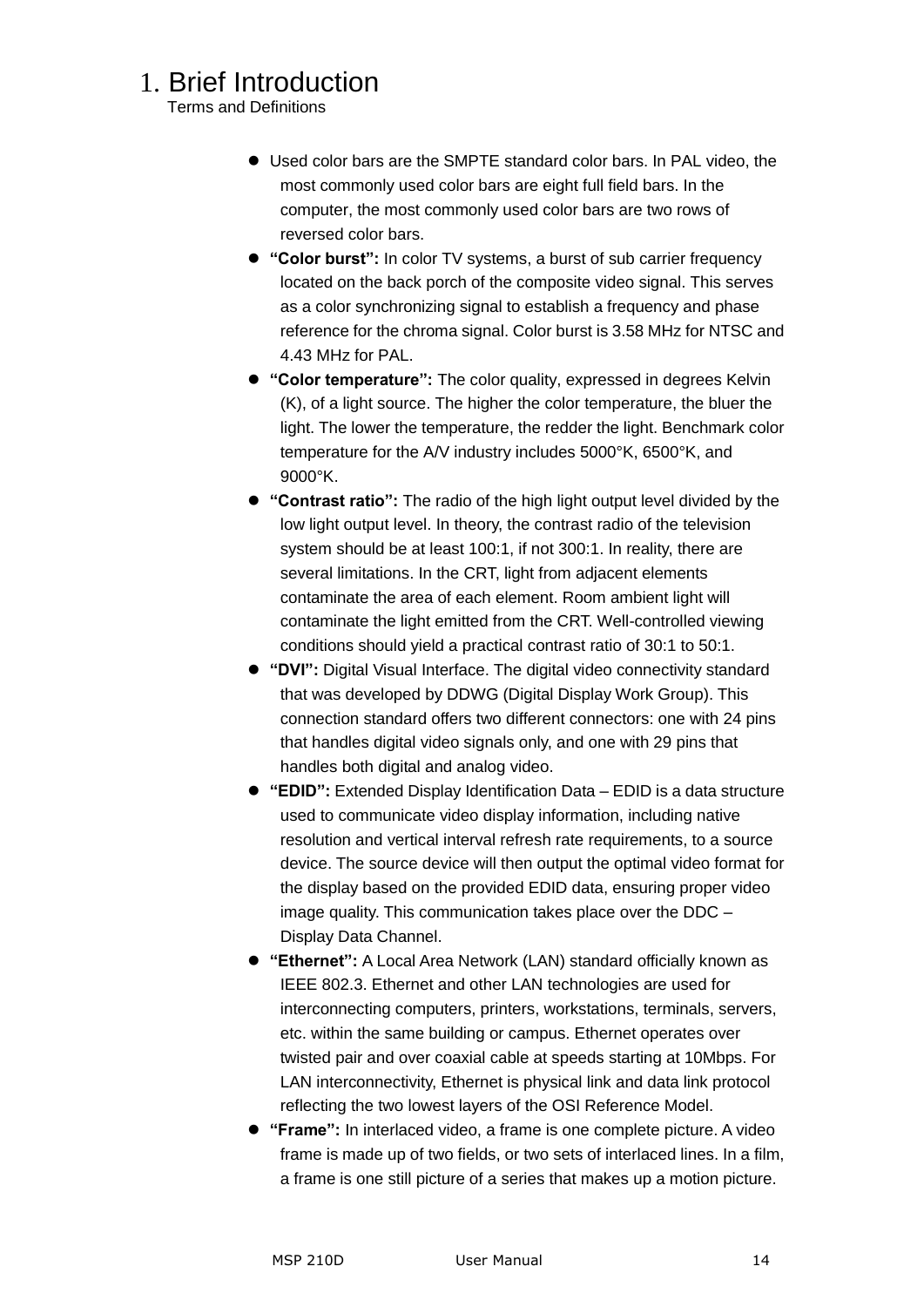# 1. Brief Introduction

Terms and Definitions

- Used color bars are the SMPTE standard color bars. In PAL video, the most commonly used color bars are eight full field bars. In the computer, the most commonly used color bars are two rows of reversed color bars.
- **"Color burst":** In color TV systems, a burst of sub carrier frequency located on the back porch of the composite video signal. This serves as a color synchronizing signal to establish a frequency and phase reference for the chroma signal. Color burst is 3.58 MHz for NTSC and 4.43 MHz for PAL.
- **"Color temperature":** The color quality, expressed in degrees Kelvin (K), of a light source. The higher the color temperature, the bluer the light. The lower the temperature, the redder the light. Benchmark color temperature for the A/V industry includes 5000°K, 6500°K, and 9000°K.
- **"Contrast ratio":** The radio of the high light output level divided by the low light output level. In theory, the contrast radio of the television system should be at least 100:1, if not 300:1. In reality, there are several limitations. In the CRT, light from adjacent elements contaminate the area of each element. Room ambient light will contaminate the light emitted from the CRT. Well-controlled viewing conditions should yield a practical contrast ratio of 30:1 to 50:1.
- **"DVI":** Digital Visual Interface. The digital video connectivity standard that was developed by DDWG (Digital Display Work Group). This connection standard offers two different connectors: one with 24 pins that handles digital video signals only, and one with 29 pins that handles both digital and analog video.
- **"EDID":** Extended Display Identification Data – EDID is a data structure used to communicate video display information, including native resolution and vertical interval refresh rate requirements, to a source device. The source device will then output the optimal video format for the display based on the provided EDID data, ensuring proper video image quality. This communication takes place over the DDC – Display Data Channel.
- **"Ethernet":** A Local Area Network (LAN) standard officially known as IEEE 802.3. Ethernet and other LAN technologies are used for interconnecting computers, printers, workstations, terminals, servers, etc. within the same building or campus. Ethernet operates over twisted pair and over coaxial cable at speeds starting at 10Mbps. For LAN interconnectivity, Ethernet is physical link and data link protocol reflecting the two lowest layers of the OSI Reference Model.
- **"Frame":** In interlaced video, a frame is one complete picture. A video frame is made up of two fields, or two sets of interlaced lines. In a film, a frame is one still picture of a series that makes up a motion picture.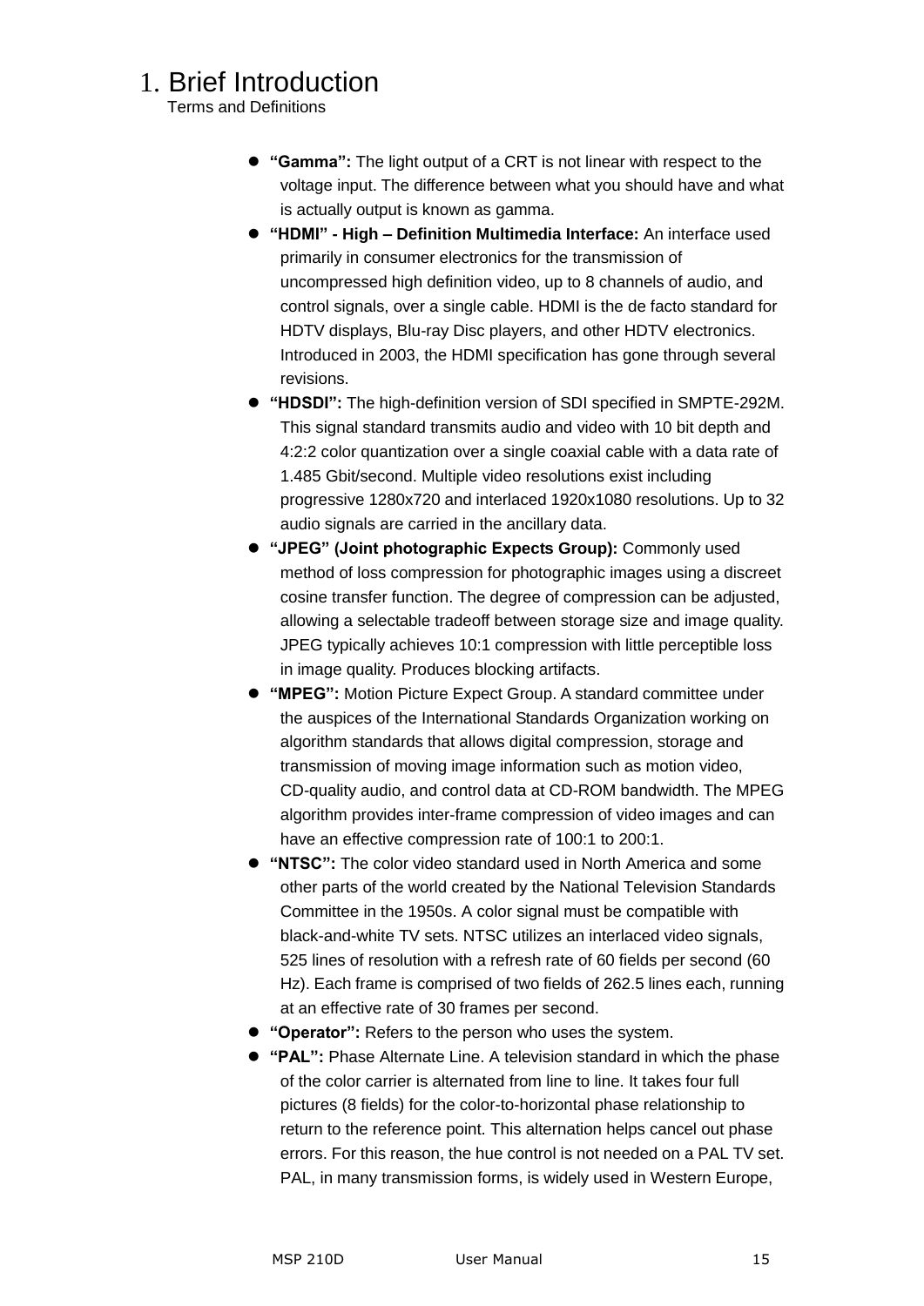# 1. Brief Introduction

Terms and Definitions

- **"Gamma":** The light output of a CRT is not linear with respect to the voltage input. The difference between what you should have and what is actually output is known as gamma.
- **"HDMI" - High – Definition Multimedia Interface:** An interface used primarily in consumer electronics for the transmission of uncompressed high definition video, up to 8 channels of audio, and control signals, over a single cable. HDMI is the de facto standard for HDTV displays, Blu-ray Disc players, and other HDTV electronics. Introduced in 2003, the HDMI specification has gone through several revisions.
- **"HDSDI":** The high-definition version of SDI specified in SMPTE-292M. This signal standard transmits audio and video with 10 bit depth and 4:2:2 color quantization over a single coaxial cable with a data rate of 1.485 Gbit/second. Multiple video resolutions exist including progressive 1280x720 and interlaced 1920x1080 resolutions. Up to 32 audio signals are carried in the ancillary data.
- **"JPEG" (Joint photographic Expects Group):** Commonly used method of loss compression for photographic images using a discreet cosine transfer function. The degree of compression can be adjusted, allowing a selectable tradeoff between storage size and image quality. JPEG typically achieves 10:1 compression with little perceptible loss in image quality. Produces blocking artifacts.
- **"MPEG":** Motion Picture Expect Group. A standard committee under the auspices of the International Standards Organization working on algorithm standards that allows digital compression, storage and transmission of moving image information such as motion video, CD-quality audio, and control data at CD-ROM bandwidth. The MPEG algorithm provides inter-frame compression of video images and can have an effective compression rate of 100:1 to 200:1.
- **"NTSC":** The color video standard used in North America and some other parts of the world created by the National Television Standards Committee in the 1950s. A color signal must be compatible with black-and-white TV sets. NTSC utilizes an interlaced video signals, 525 lines of resolution with a refresh rate of 60 fields per second (60 Hz). Each frame is comprised of two fields of 262.5 lines each, running at an effective rate of 30 frames per second.
- **"Operator":** Refers to the person who uses the system.
- **"PAL":** Phase Alternate Line. A television standard in which the phase of the color carrier is alternated from line to line. It takes four full pictures (8 fields) for the color-to-horizontal phase relationship to return to the reference point. This alternation helps cancel out phase errors. For this reason, the hue control is not needed on a PAL TV set. PAL, in many transmission forms, is widely used in Western Europe,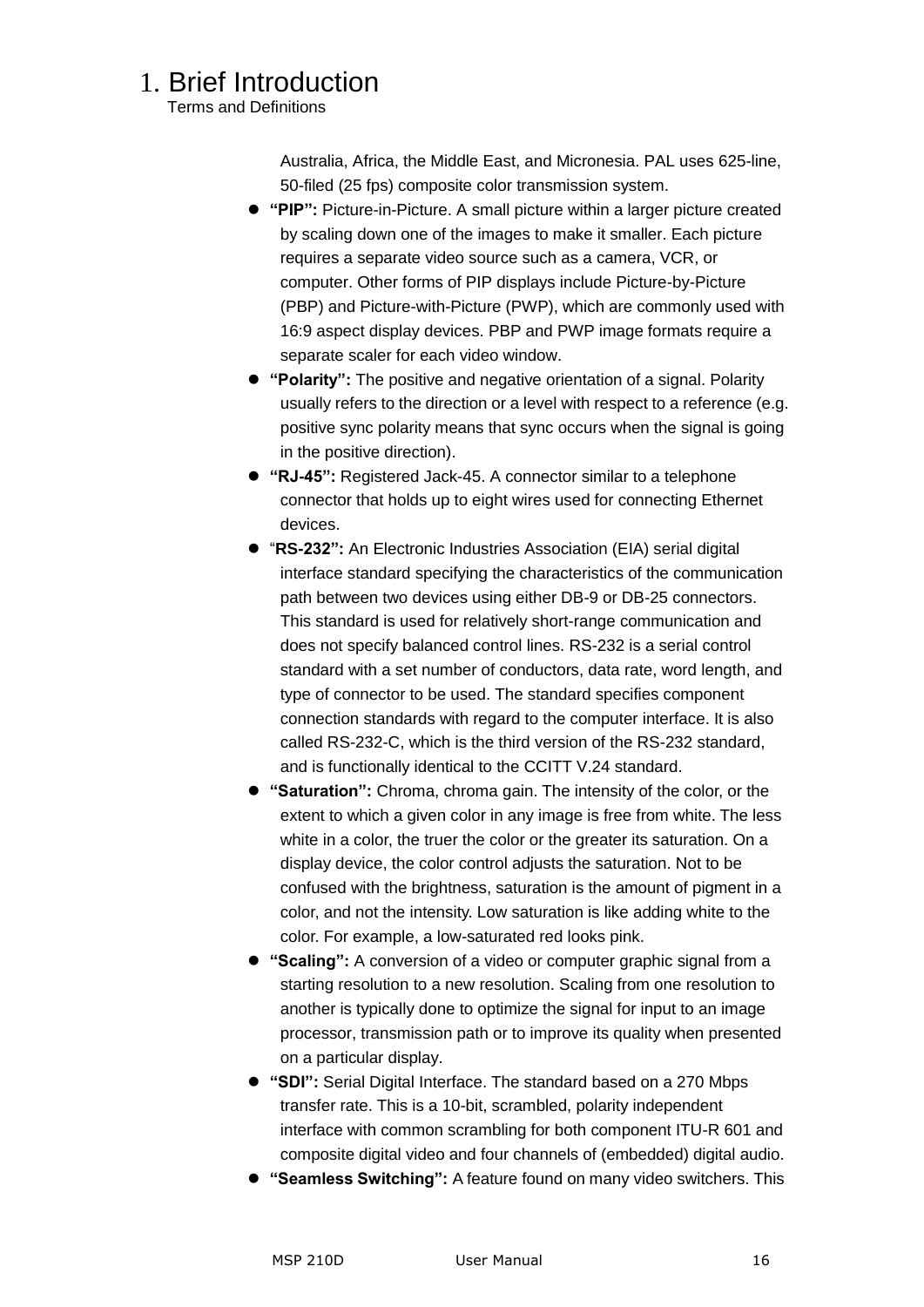# 1. Brief Introduction

Terms and Definitions

Australia, Africa, the Middle East, and Micronesia. PAL uses 625-line, 50-filed (25 fps) composite color transmission system.

- **"PIP":** Picture-in-Picture. A small picture within a larger picture created by scaling down one of the images to make it smaller. Each picture requires a separate video source such as a camera, VCR, or computer. Other forms of PIP displays include Picture-by-Picture (PBP) and Picture-with-Picture (PWP), which are commonly used with 16:9 aspect display devices. PBP and PWP image formats require a separate scaler for each video window.
- **"Polarity":** The positive and negative orientation of a signal. Polarity usually refers to the direction or a level with respect to a reference (e.g. positive sync polarity means that sync occurs when the signal is going in the positive direction).
- **"RJ-45":** Registered Jack-45. A connector similar to a telephone connector that holds up to eight wires used for connecting Ethernet devices.
- "**RS-232":** An Electronic Industries Association (EIA) serial digital interface standard specifying the characteristics of the communication path between two devices using either DB-9 or DB-25 connectors. This standard is used for relatively short-range communication and does not specify balanced control lines. RS-232 is a serial control standard with a set number of conductors, data rate, word length, and type of connector to be used. The standard specifies component connection standards with regard to the computer interface. It is also called RS-232-C, which is the third version of the RS-232 standard, and is functionally identical to the CCITT V.24 standard.
- **"Saturation":** Chroma, chroma gain. The intensity of the color, or the extent to which a given color in any image is free from white. The less white in a color, the truer the color or the greater its saturation. On a display device, the color control adjusts the saturation. Not to be confused with the brightness, saturation is the amount of pigment in a color, and not the intensity. Low saturation is like adding white to the color. For example, a low-saturated red looks pink.
- **"Scaling":** A conversion of a video or computer graphic signal from a starting resolution to a new resolution. Scaling from one resolution to another is typically done to optimize the signal for input to an image processor, transmission path or to improve its quality when presented on a particular display.
- **"SDI":** Serial Digital Interface. The standard based on a 270 Mbps transfer rate. This is a 10-bit, scrambled, polarity independent interface with common scrambling for both component ITU-R 601 and composite digital video and four channels of (embedded) digital audio.
- **"Seamless Switching":** A feature found on many video switchers. This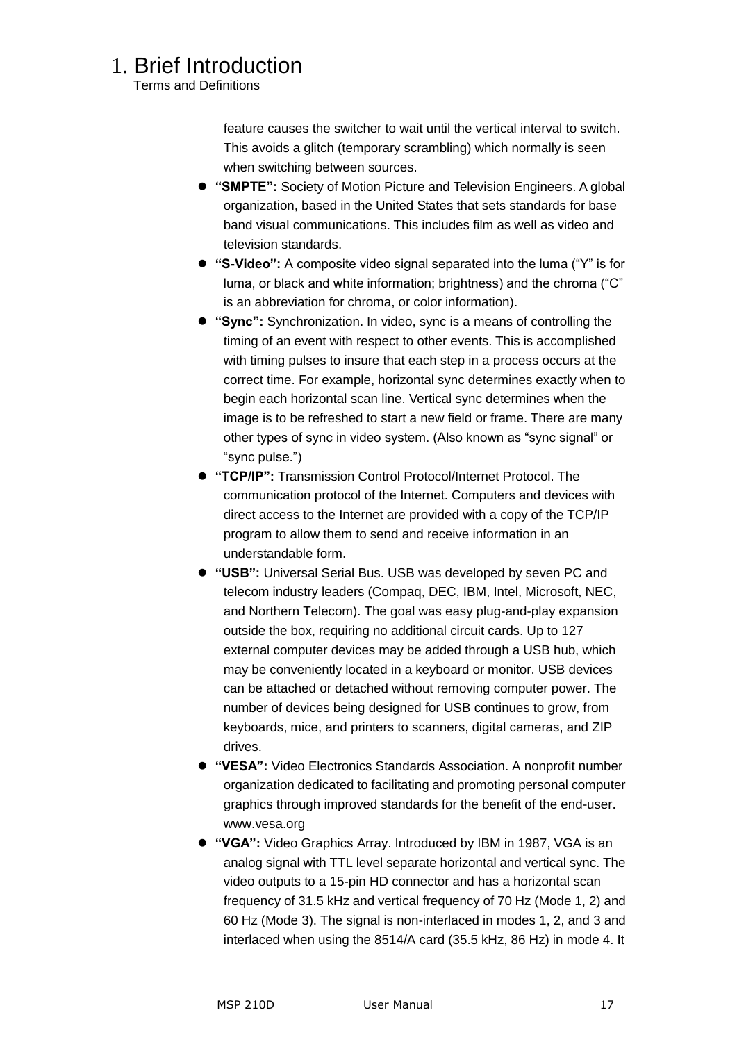# 1. Brief Introduction

Terms and Definitions

feature causes the switcher to wait until the vertical interval to switch. This avoids a glitch (temporary scrambling) which normally is seen when switching between sources.

- **"SMPTE":** Society of Motion Picture and Television Engineers. A global organization, based in the United States that sets standards for base band visual communications. This includes film as well as video and television standards.
- **"S-Video":** A composite video signal separated into the luma ("Y" is for luma, or black and white information; brightness) and the chroma ("C" is an abbreviation for chroma, or color information).
- **"Sync":** Synchronization. In video, sync is a means of controlling the timing of an event with respect to other events. This is accomplished with timing pulses to insure that each step in a process occurs at the correct time. For example, horizontal sync determines exactly when to begin each horizontal scan line. Vertical sync determines when the image is to be refreshed to start a new field or frame. There are many other types of sync in video system. (Also known as "sync signal" or "sync pulse.")
- **"TCP/IP":** Transmission Control Protocol/Internet Protocol. The communication protocol of the Internet. Computers and devices with direct access to the Internet are provided with a copy of the TCP/IP program to allow them to send and receive information in an understandable form.
- **"USB":** Universal Serial Bus. USB was developed by seven PC and telecom industry leaders (Compaq, DEC, IBM, Intel, Microsoft, NEC, and Northern Telecom). The goal was easy plug-and-play expansion outside the box, requiring no additional circuit cards. Up to 127 external computer devices may be added through a USB hub, which may be conveniently located in a keyboard or monitor. USB devices can be attached or detached without removing computer power. The number of devices being designed for USB continues to grow, from keyboards, mice, and printers to scanners, digital cameras, and ZIP drives.
- **"VESA":** Video Electronics Standards Association. A nonprofit number organization dedicated to facilitating and promoting personal computer graphics through improved standards for the benefit of the end-user. www.vesa.org
- **"VGA":** Video Graphics Array. Introduced by IBM in 1987, VGA is an analog signal with TTL level separate horizontal and vertical sync. The video outputs to a 15-pin HD connector and has a horizontal scan frequency of 31.5 kHz and vertical frequency of 70 Hz (Mode 1, 2) and 60 Hz (Mode 3). The signal is non-interlaced in modes 1, 2, and 3 and interlaced when using the 8514/A card (35.5 kHz, 86 Hz) in mode 4. It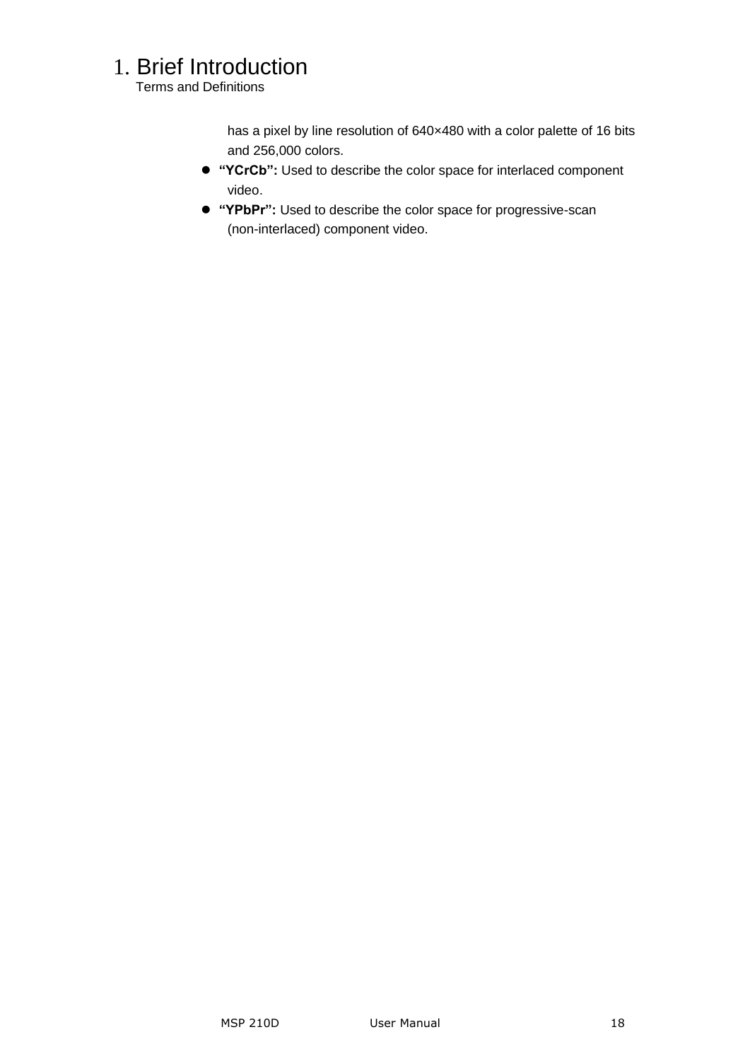# 1. Brief Introduction

Terms and Definitions

has a pixel by line resolution of 640×480 with a color palette of 16 bits and 256,000 colors.

- **"YCrCb":** Used to describe the color space for interlaced component video.
- **"YPbPr":** Used to describe the color space for progressive-scan (non-interlaced) component video.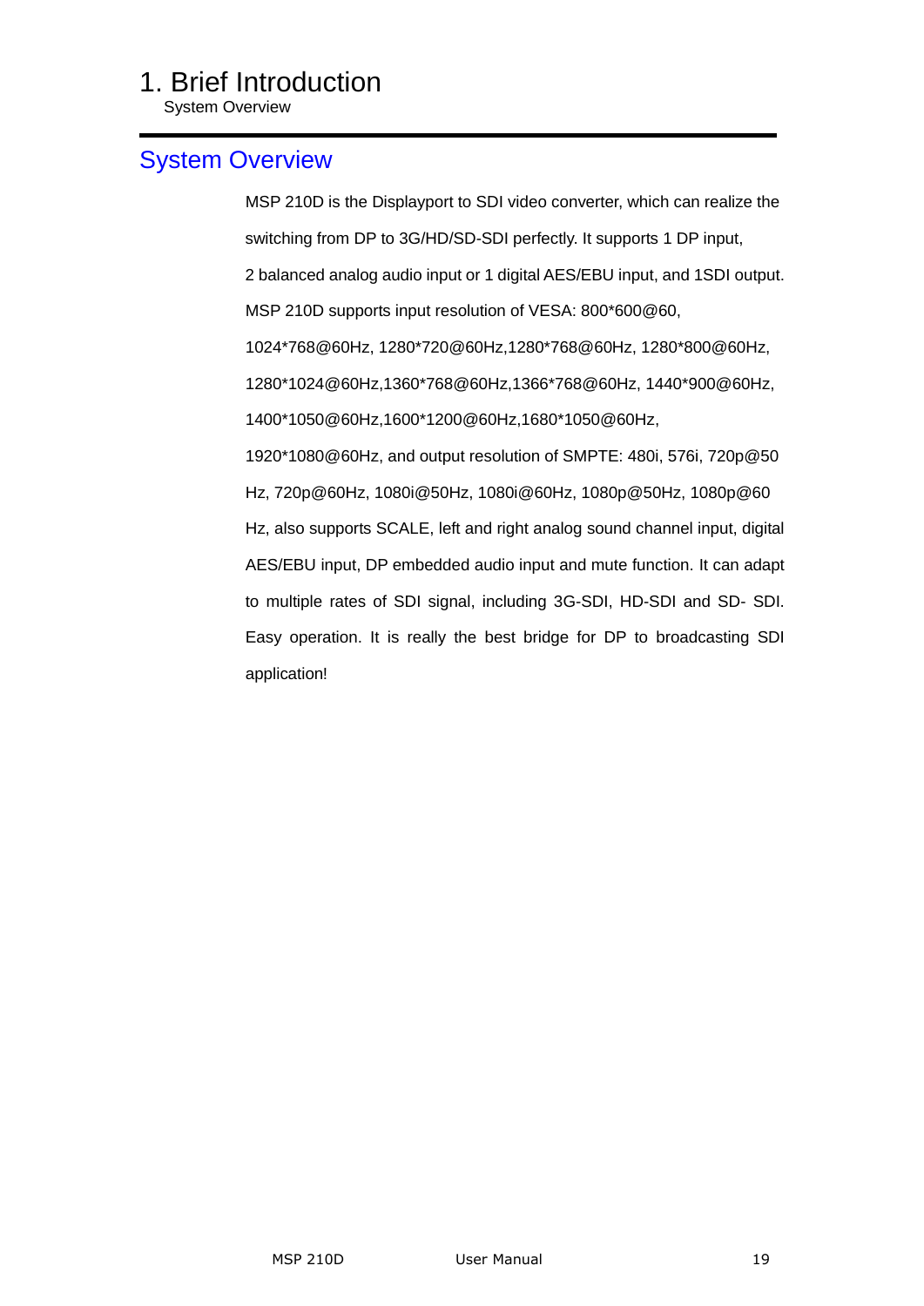# 1. Brief Introduction

System Overview

## System Overview

MSP 210D is the Displayport to SDI video converter, which can realize the switching from DP to 3G/HD/SD-SDI perfectly. It supports 1 DP input, 2 balanced analog audio input or 1 digital AES/EBU input, and 1SDI output. MSP 210D supports input resolution of VESA: 800*600@60, 1024*768@60Hz, 1280*720@60Hz,1280*768@60Hz, 1280*800@60Hz, 1280*1024@60Hz,1360*768@60Hz,1366*768@60Hz, 1440*900@60Hz, 1400*1050@60Hz,1600*1200@60Hz,1680*1050@60Hz, 1920*1080@60Hz, and output resolution of SMPTE: 480i, 576i, 720p@50 Hz, 720p@60Hz, 1080i@50Hz, 1080i@60Hz, 1080p@50Hz, 1080p@60 Hz, also supports SCALE, left and right analog sound channel input, digital AES/EBU input, DP embedded audio input and mute function. It can adapt to multiple rates of SDI signal, including 3G-SDI, HD-SDI and SD- SDI. Easy operation. It is really the best bridge for DP to broadcasting SDI application!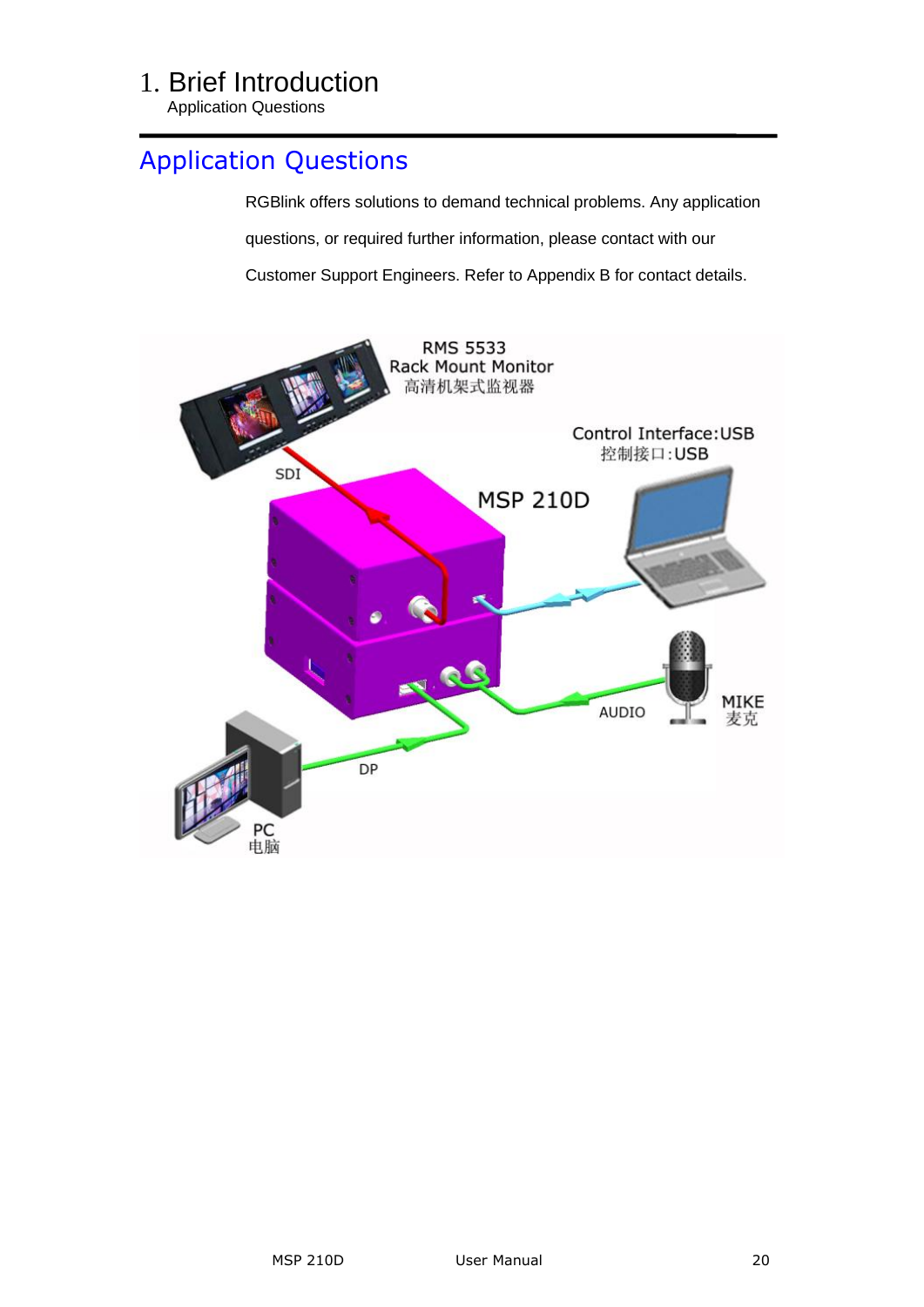## Application Questions

RGBlink offers solutions to demand technical problems. Any application questions, or required further information, please contact with our Customer Support Engineers. Refer to Appendix B for contact details.

RMS 5533
Rack Mount Monitor
高清机架式监视器

Control Interface:USB
控制接口:USB

MSP 210D

SDI

AUDIO

MIKE
麦克

DP

PC
电脑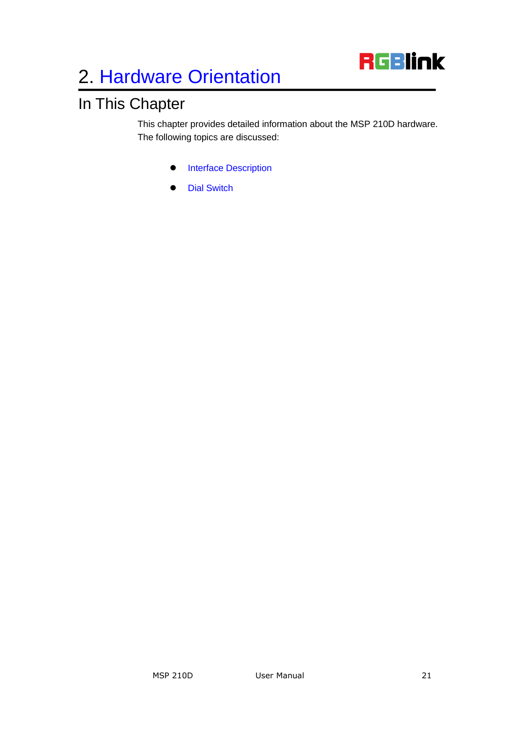# 2. Hardware Orientation

## In This Chapter

This chapter provides detailed information about the MSP 210D hardware. The following topics are discussed:

- Interface Description
- Dial Switch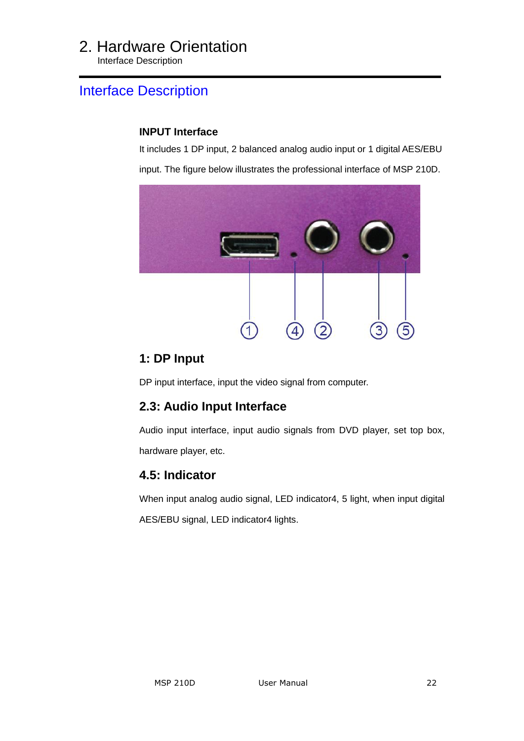# Interface Description

**INPUT Interface**

It includes 1 DP input, 2 balanced analog audio input or 1 digital AES/EBU input. The figure below illustrates the professional interface of MSP 210D.

①
④
②
③
⑤

### 1: DP Input

DP input interface, input the video signal from computer.

### 2.3: Audio Input Interface

Audio input interface, input audio signals from DVD player, set top box, hardware player, etc.

### 4.5: Indicator

When input analog audio signal, LED indicator4, 5 light, when input digital AES/EBU signal, LED indicator4 lights.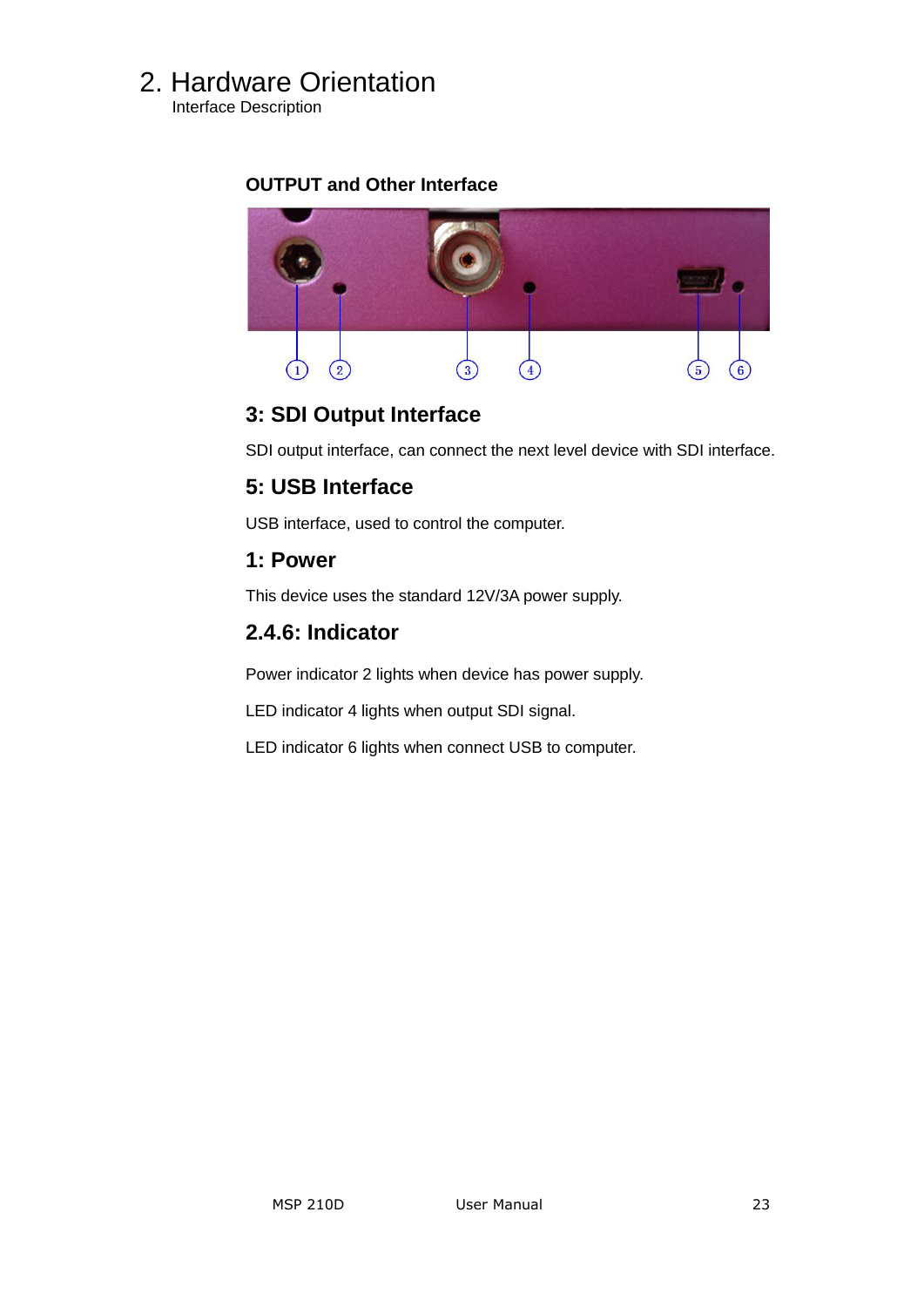# 2. Hardware Orientation

Interface Description

**OUTPUT and Other Interface**

1 2 3 4 5 6

### 3: SDI Output Interface

SDI output interface, can connect the next level device with SDI interface.

### 5: USB Interface

USB interface, used to control the computer.

### 1: Power

This device uses the standard 12V/3A power supply.

### 2.4.6: Indicator

Power indicator 2 lights when device has power supply.

LED indicator 4 lights when output SDI signal.

LED indicator 6 lights when connect USB to computer.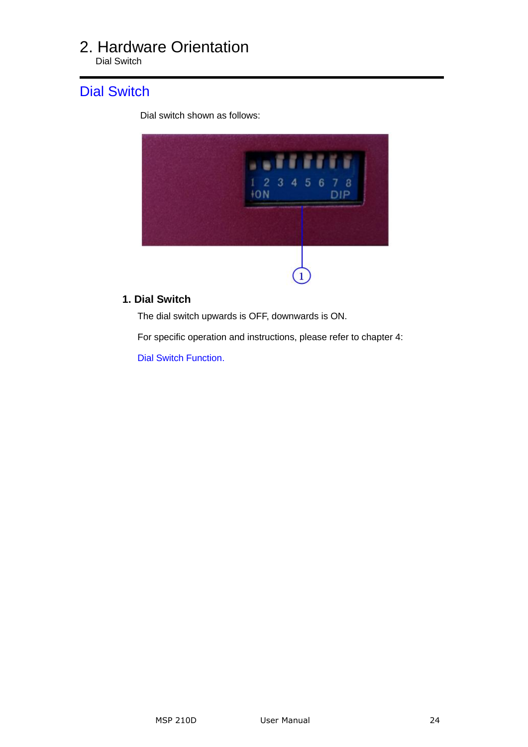## Dial Switch

Dial switch shown as follows:

1 2 3 4 5 6 7 8
ON DIP

1

**1. Dial Switch**

The dial switch upwards is OFF, downwards is ON.

For specific operation and instructions, please refer to chapter 4:

Dial Switch Function.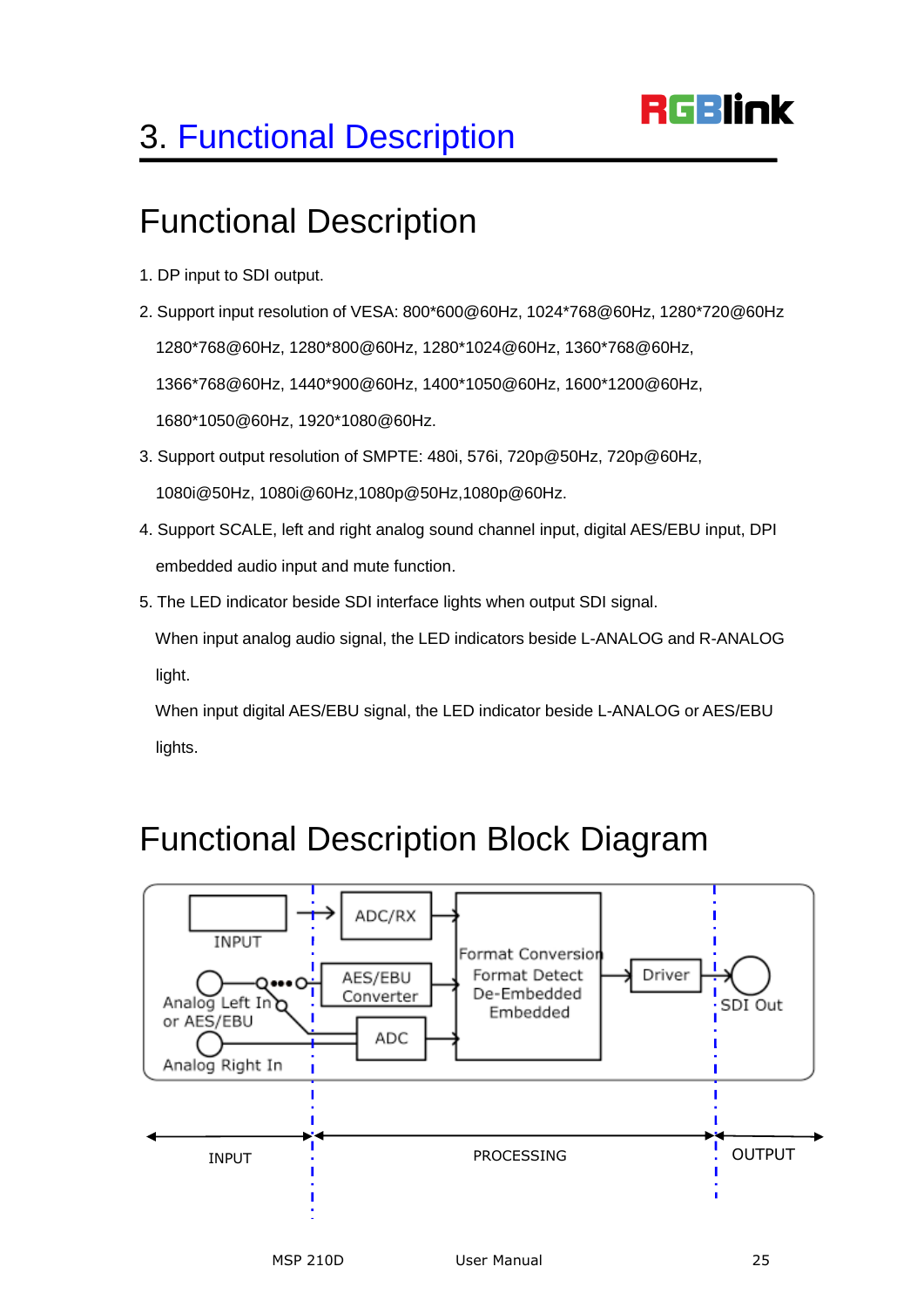# 3. Functional Description

## Functional Description

1. DP input to SDI output.
2. Support input resolution of VESA: 800*600@60Hz, 1024*768@60Hz, 1280*720@60Hz 1280*768@60Hz, 1280*800@60Hz, 1280*1024@60Hz, 1360*768@60Hz, 1366*768@60Hz, 1440*900@60Hz, 1400*1050@60Hz, 1600*1200@60Hz, 1680*1050@60Hz, 1920*1080@60Hz.
3. Support output resolution of SMPTE: 480i, 576i, 720p@50Hz, 720p@60Hz, 1080i@50Hz, 1080i@60Hz,1080p@50Hz,1080p@60Hz.
4. Support SCALE, left and right analog sound channel input, digital AES/EBU input, DPI embedded audio input and mute function.
5. The LED indicator beside SDI interface lights when output SDI signal.

   When input analog audio signal, the LED indicators beside L-ANALOG and R-ANALOG light.

   When input digital AES/EBU signal, the LED indicator beside L-ANALOG or AES/EBU lights.

## Functional Description Block Diagram

INPUT
ADC/RX
Analog Left In or AES/EBU
AES/EBU Converter
Analog Right In
ADC
Format Conversion
Format Detect
De-Embedded
Embedded
Driver
SDI Out

INPUT
PROCESSING
OUTPUT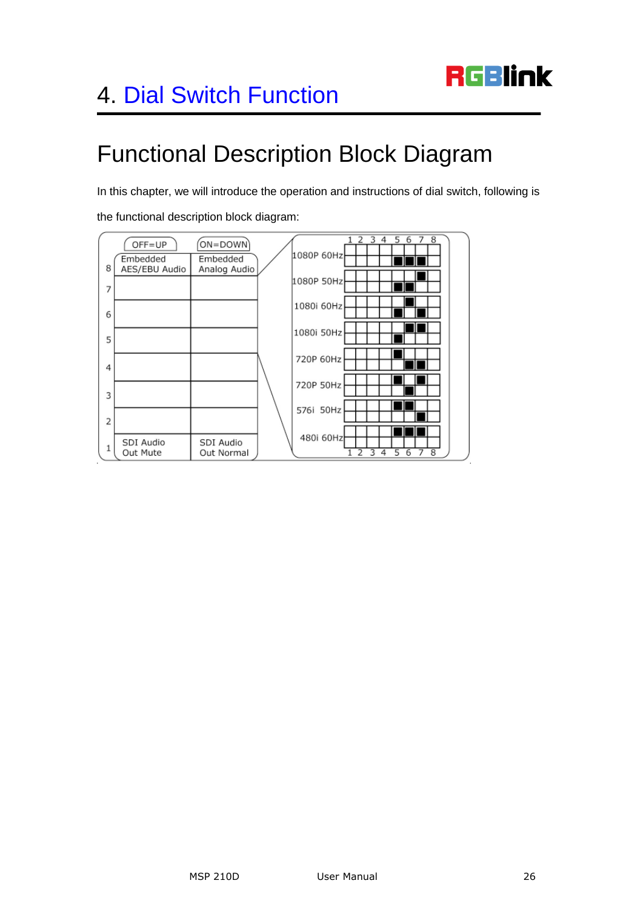# 4. Dial Switch Function

## Functional Description Block Diagram

In this chapter, we will introduce the operation and instructions of dial switch, following is the functional description block diagram:

| | OFF=UP | ON=DOWN |
|---|---|---|
| 8 | Embedded AES/EBU Audio | Embedded Analog Audio |
| 7 | | |
| 6 | | |
| 5 | | |
| 4 | | |
| 3 | | |
| 2 | | |
| 1 | SDI Audio Out Mute | SDI Audio Out Normal |

1 2 3 4 5 6 7 8

1080P 60Hz

1080P 50Hz

1080i 60Hz

1080i 50Hz

720P 60Hz

720P 50Hz

576i 50Hz

480i 60Hz

1 2 3 4 5 6 7 8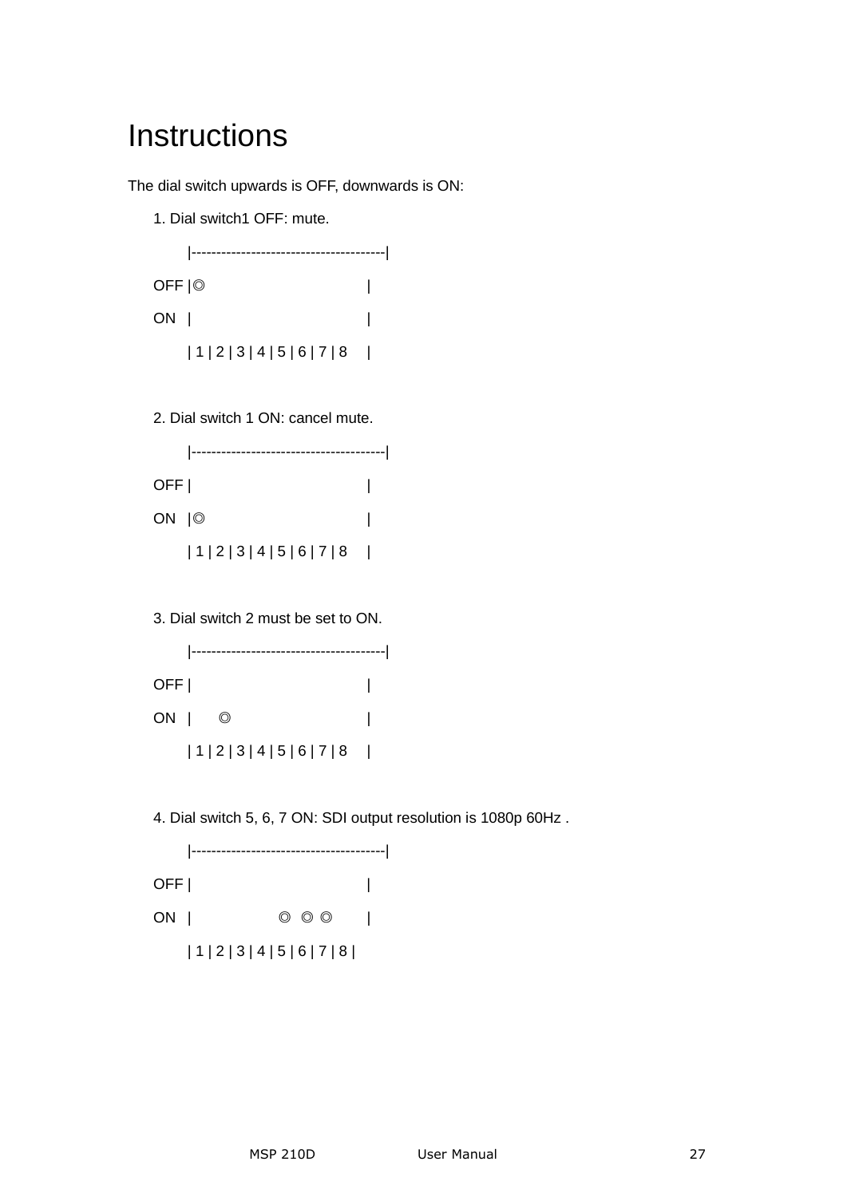# Instructions

The dial switch upwards is OFF, downwards is ON:

1. Dial switch1 OFF: mute.

```
    |--------------------------------------|
OFF |◎                                  |
ON  |                                   |
    | 1 | 2 | 3 | 4 | 5 | 6 | 7 | 8     |
```

2. Dial switch 1 ON: cancel mute.

```
    |--------------------------------------|
OFF |                                   |
ON  |◎                                  |
    | 1 | 2 | 3 | 4 | 5 | 6 | 7 | 8     |
```

3. Dial switch 2 must be set to ON.

```
    |--------------------------------------|
OFF |                                   |
ON  |     ◎                             |
    | 1 | 2 | 3 | 4 | 5 | 6 | 7 | 8     |
```

4. Dial switch 5, 6, 7 ON: SDI output resolution is 1080p 60Hz .

```
    |--------------------------------------|
OFF |                                   |
ON  |                 ◎  ◎ ◎            |
    | 1 | 2 | 3 | 4 | 5 | 6 | 7 | 8 |
```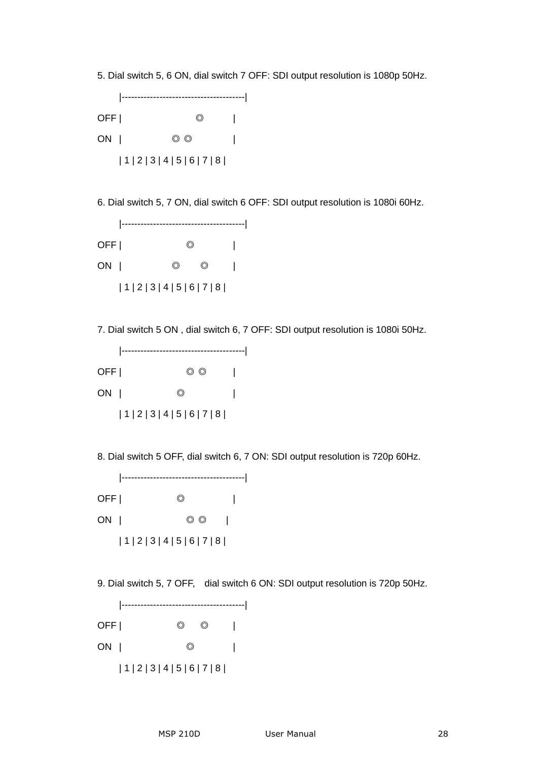5. Dial switch 5, 6 ON, dial switch 7 OFF: SDI output resolution is 1080p 50Hz.

```
      |--------------------------------------|
OFF |                     ◎         |
ON  |                ◎ ◎            |
      | 1 | 2 | 3 | 4 | 5 | 6 | 7 | 8 |
```

6. Dial switch 5, 7 ON, dial switch 6 OFF: SDI output resolution is 1080i 60Hz.

```
      |--------------------------------------|
OFF |                   ◎           |
ON  |                ◎      ◎       |
      | 1 | 2 | 3 | 4 | 5 | 6 | 7 | 8 |
```

7. Dial switch 5 ON , dial switch 6, 7 OFF: SDI output resolution is 1080i 50Hz.

```
      |--------------------------------------|
OFF |                   ◎ ◎         |
ON  |                ◎              |
      | 1 | 2 | 3 | 4 | 5 | 6 | 7 | 8 |
```

8. Dial switch 5 OFF, dial switch 6, 7 ON: SDI output resolution is 720p 60Hz.

```
      |--------------------------------------|
OFF |                ◎              |
ON  |                   ◎ ◎       |
      | 1 | 2 | 3 | 4 | 5 | 6 | 7 | 8 |
```

9. Dial switch 5, 7 OFF,   dial switch 6 ON: SDI output resolution is 720p 50Hz.

```
      |--------------------------------------|
OFF |                ◎      ◎       |
ON  |                   ◎           |
      | 1 | 2 | 3 | 4 | 5 | 6 | 7 | 8 |
```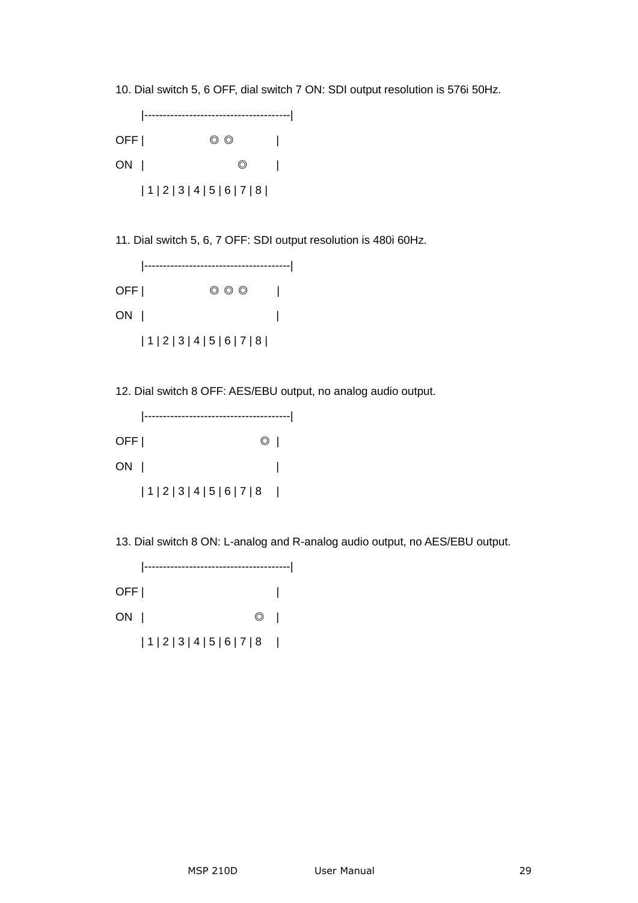10. Dial switch 5, 6 OFF, dial switch 7 ON: SDI output resolution is 576i 50Hz.

```
     |--------------------------------------|
OFF |                ◎ ◎           |
ON  |                      ◎       |
     | 1 | 2 | 3 | 4 | 5 | 6 | 7 | 8 |
```

11. Dial switch 5, 6, 7 OFF: SDI output resolution is 480i 60Hz.

```
     |--------------------------------------|
OFF |                ◎ ◎ ◎       |
ON  |                              |
     | 1 | 2 | 3 | 4 | 5 | 6 | 7 | 8 |
```

12. Dial switch 8 OFF: AES/EBU output, no analog audio output.

```
     |--------------------------------------|
OFF |                          ◎  |
ON  |                              |
     | 1 | 2 | 3 | 4 | 5 | 6 | 7 | 8    |
```

13. Dial switch 8 ON: L-analog and R-analog audio output, no AES/EBU output.

```
     |--------------------------------------|
OFF |                              |
ON  |                          ◎  |
     | 1 | 2 | 3 | 4 | 5 | 6 | 7 | 8    |
```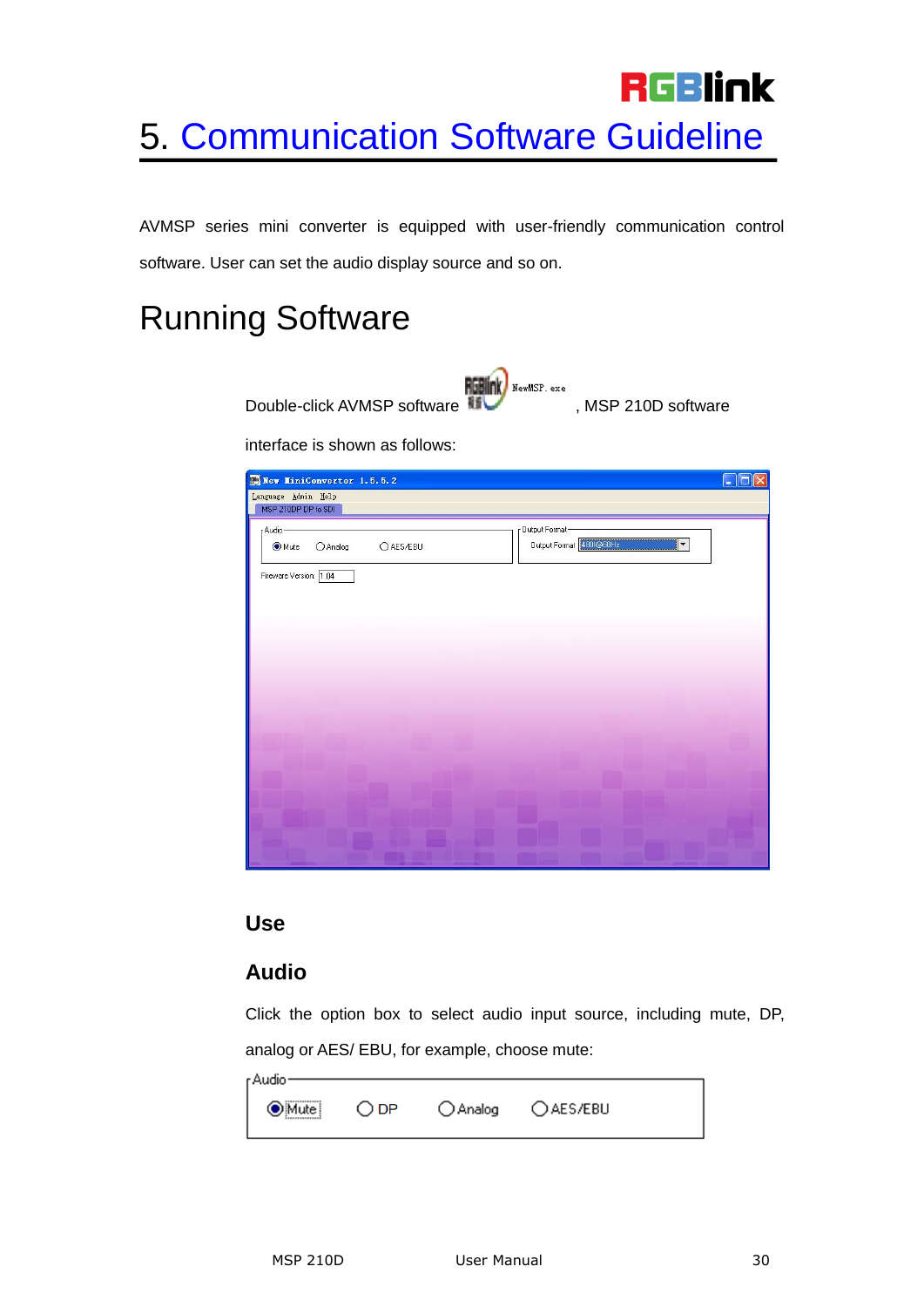# 5. Communication Software Guideline

AVMSP series mini converter is equipped with user-friendly communication control software. User can set the audio display source and so on.

## Running Software

Double-click AVMSP software NewMSP.exe, MSP 210D software interface is shown as follows:

### Use

### Audio

Click the option box to select audio input source, including mute, DP, analog or AES/ EBU, for example, choose mute: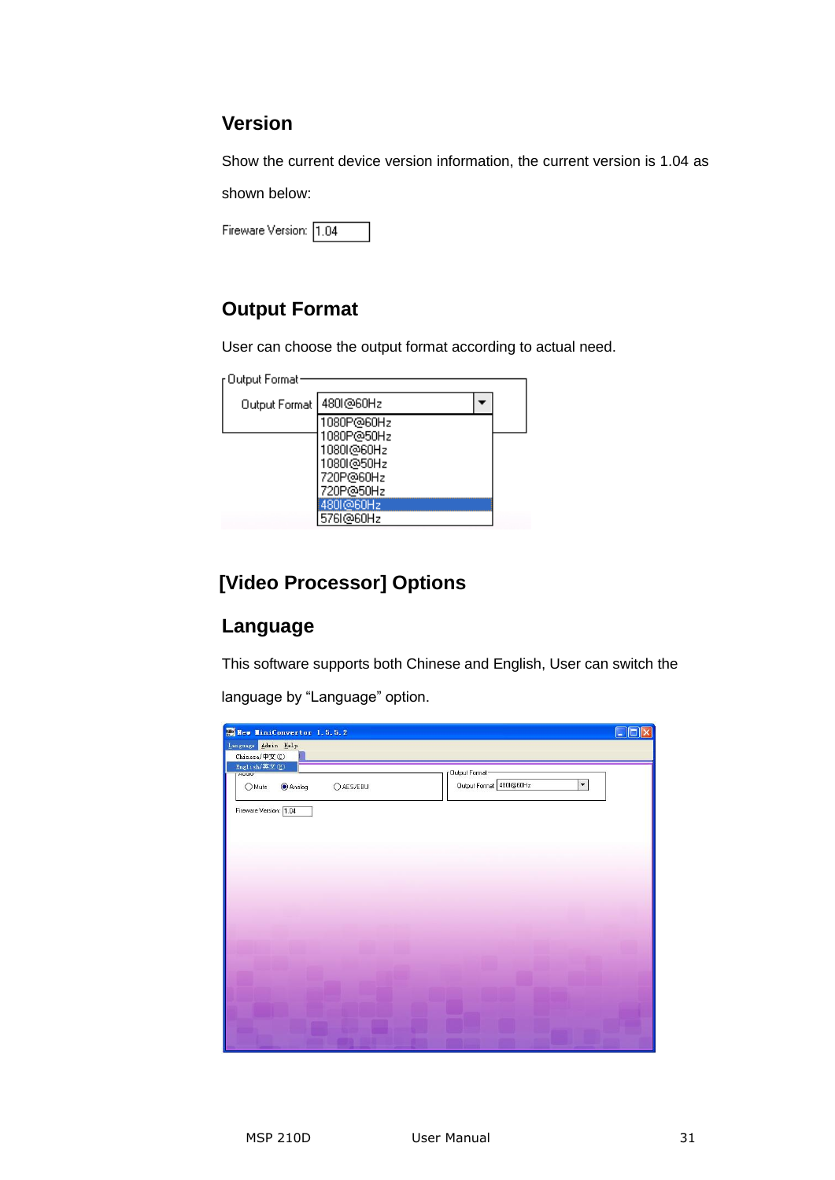## Version

Show the current device version information, the current version is 1.04 as shown below:

Fireware Version: 1.04

## Output Format

User can choose the output format according to actual need.

# [Video Processor] Options

## Language

This software supports both Chinese and English, User can switch the language by “Language” option.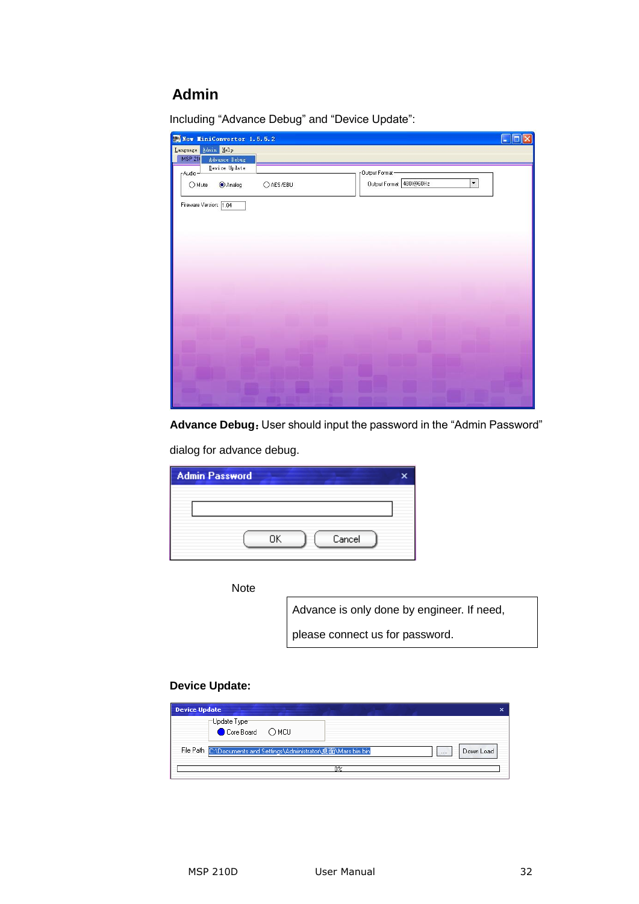## Admin

Including “Advance Debug” and “Device Update”:

**Advance Debug**：User should input the password in the “Admin Password” dialog for advance debug.

Note

| |
|---|
| Advance is only done by engineer. If need, please connect us for password. |

**Device Update:**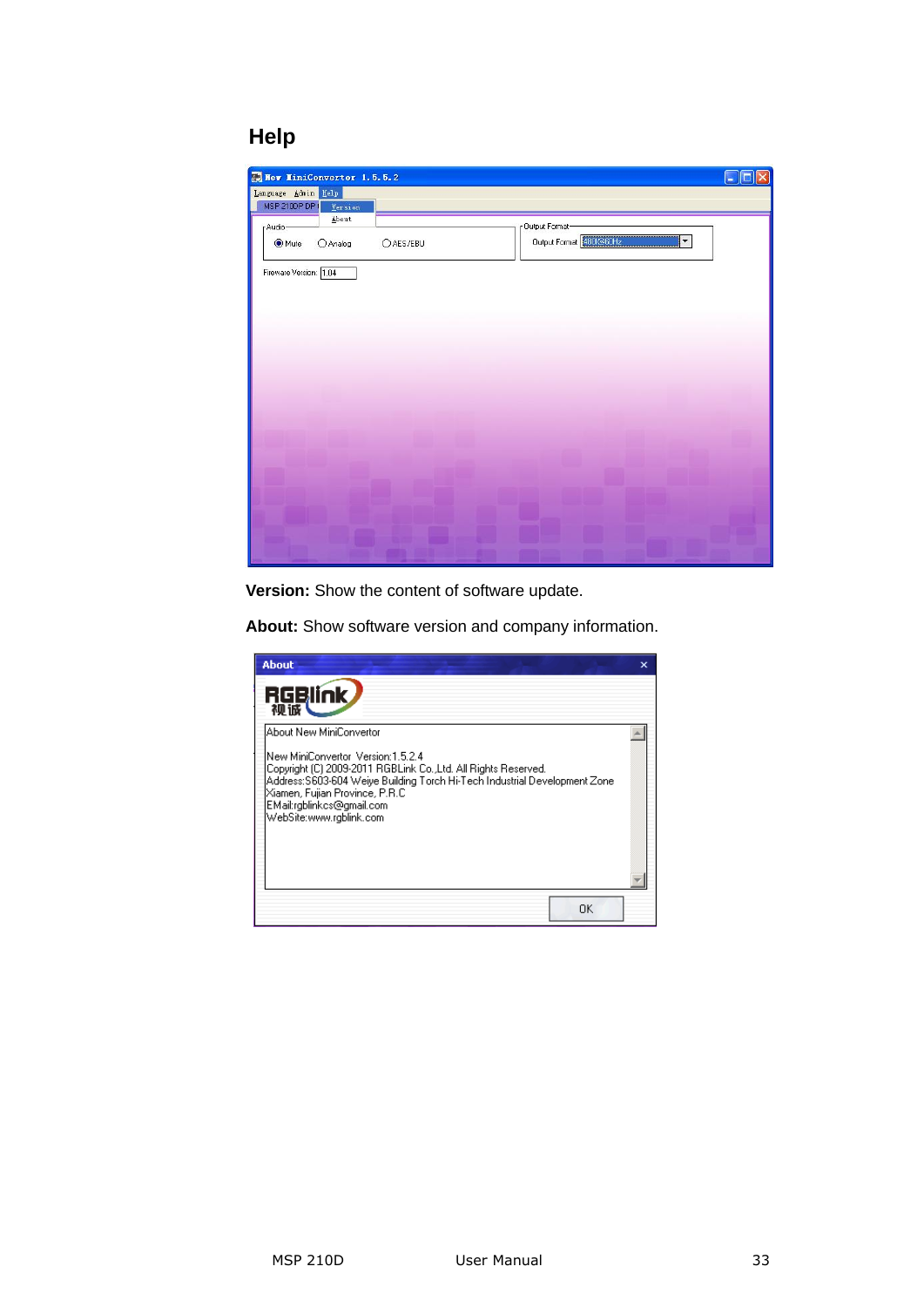## Help

**Version:** Show the content of software update.

**About:** Show software version and company information.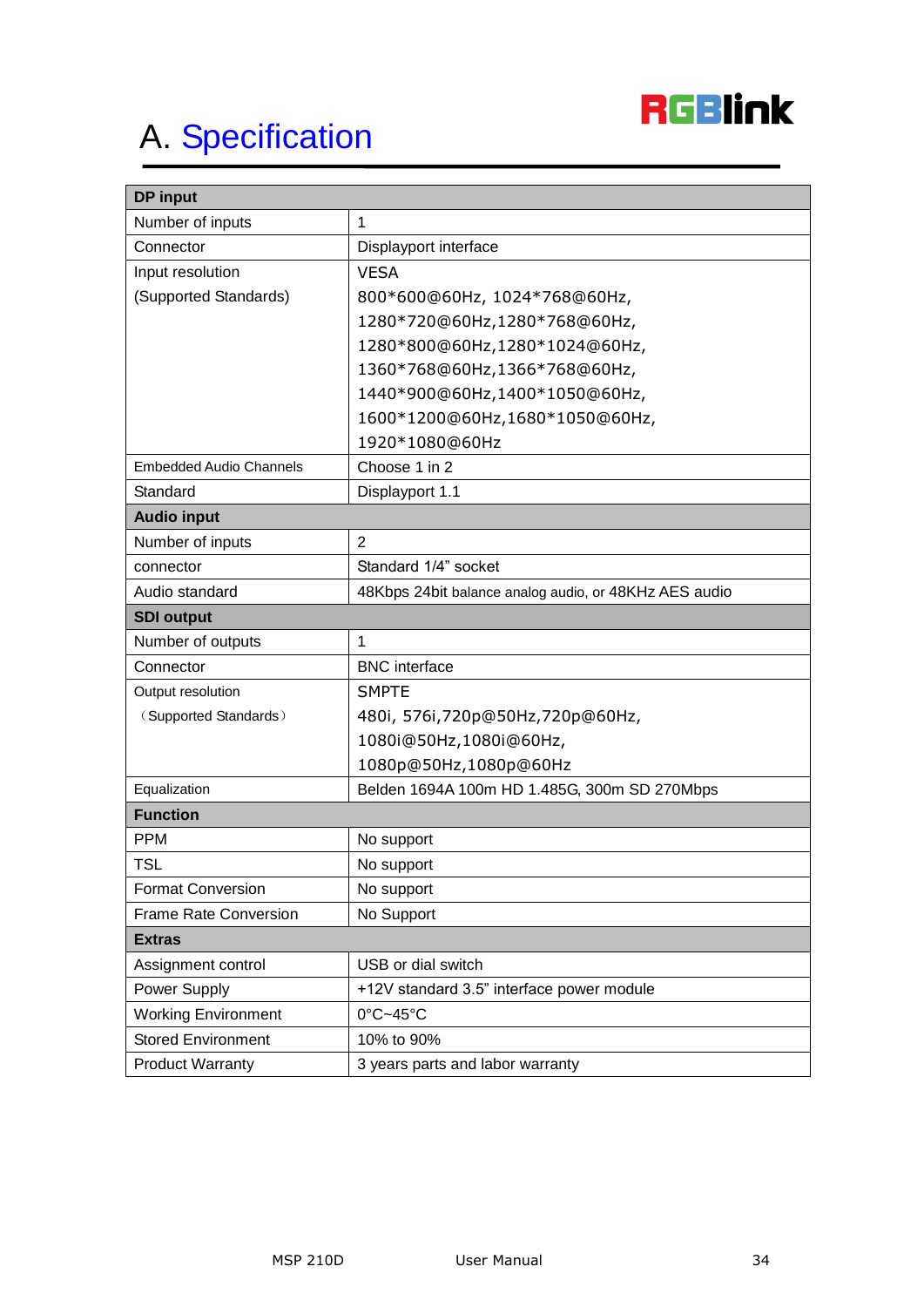# A. Specification

| | |
|---|---|
| **DP input** | |
| Number of inputs | 1 |
| Connector | Displayport interface |
| Input resolution (Supported Standards) | VESA 800*600@60Hz, 1024*768@60Hz, 1280*720@60Hz,1280*768@60Hz, 1280*800@60Hz,1280*1024@60Hz, 1360*768@60Hz,1366*768@60Hz, 1440*900@60Hz,1400*1050@60Hz, 1600*1200@60Hz,1680*1050@60Hz, 1920*1080@60Hz |
| Embedded Audio Channels | Choose 1 in 2 |
| Standard | Displayport 1.1 |
| **Audio input** | |
| Number of inputs | 2 |
| connector | Standard 1/4" socket |
| Audio standard | 48Kbps 24bit balance analog audio, or 48KHz AES audio |
| **SDI output** | |
| Number of outputs | 1 |
| Connector | BNC interface |
| Output resolution （Supported Standards） | SMPTE 480i, 576i,720p@50Hz,720p@60Hz, 1080i@50Hz,1080i@60Hz, 1080p@50Hz,1080p@60Hz |
| Equalization | Belden 1694A 100m HD 1.485G, 300m SD 270Mbps |
| **Function** | |
| PPM | No support |
| TSL | No support |
| Format Conversion | No support |
| Frame Rate Conversion | No Support |
| **Extras** | |
| Assignment control | USB or dial switch |
| Power Supply | +12V standard 3.5" interface power module |
| Working Environment | 0°C~45°C |
| Stored Environment | 10% to 90% |
| Product Warranty | 3 years parts and labor warranty |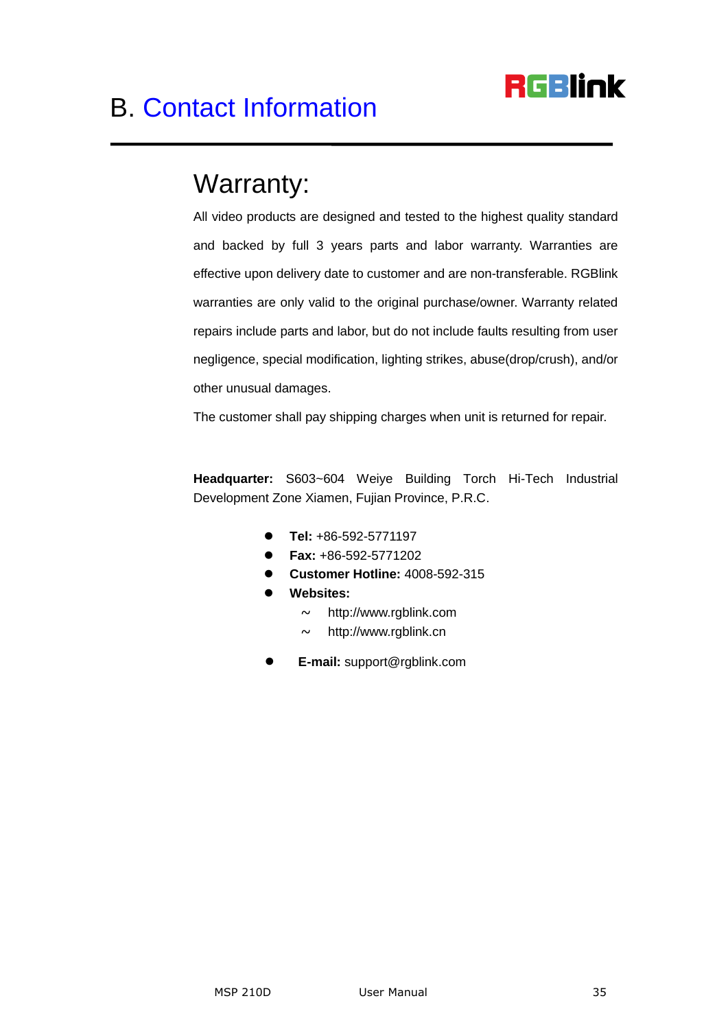# B. Contact Information

## Warranty:

All video products are designed and tested to the highest quality standard and backed by full 3 years parts and labor warranty. Warranties are effective upon delivery date to customer and are non-transferable. RGBlink warranties are only valid to the original purchase/owner. Warranty related repairs include parts and labor, but do not include faults resulting from user negligence, special modification, lighting strikes, abuse(drop/crush), and/or other unusual damages.

The customer shall pay shipping charges when unit is returned for repair.

**Headquarter:** S603~604 Weiye Building Torch Hi-Tech Industrial Development Zone Xiamen, Fujian Province, P.R.C.

- **Tel:** +86-592-5771197
- **Fax:** +86-592-5771202
- **Customer Hotline:** 4008-592-315
- **Websites:**
  - http://www.rgblink.com
  - http://www.rgblink.cn
- **E-mail:** support@rgblink.com